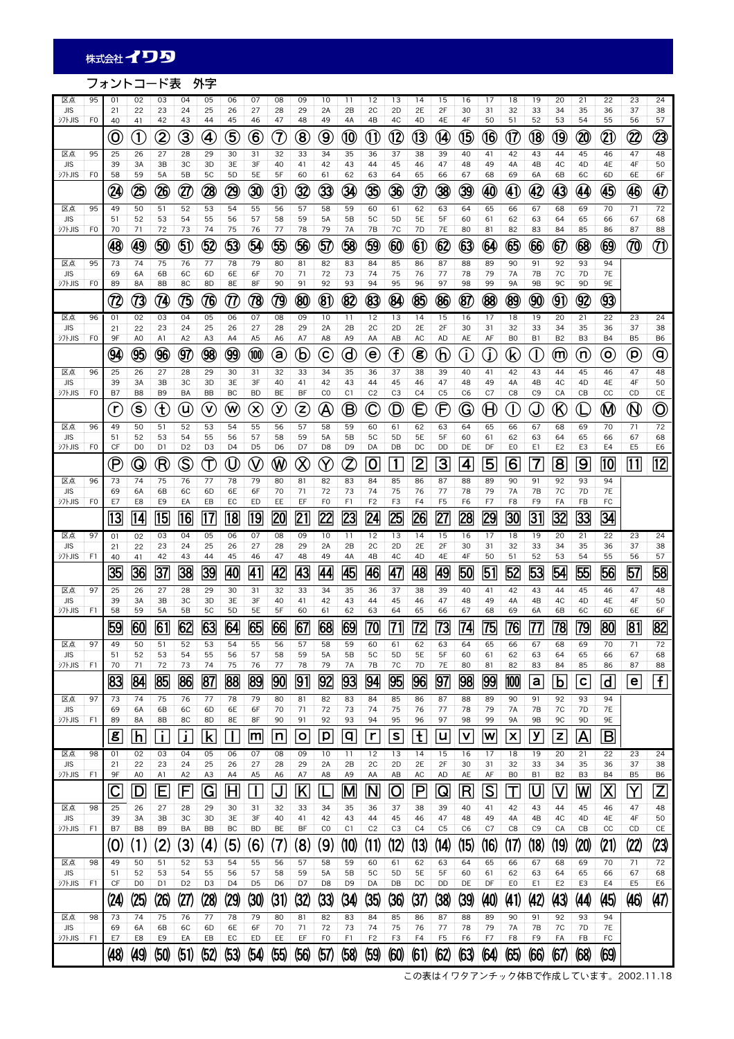株式会社イワタ

# フォントコード表　外字

| 区点 | 95 | 01 | 02 | 03 | 04 | 05 | 06 | 07 | 08 | 09 | 10 | 11 | 12 | 13 | 14 | 15 | 16 | 17 | 18 | 19 | 20 | 21 | 22 | 23 | 24 |
|---|---|---|---|---|---|---|---|---|---|---|---|---|---|---|---|---|---|---|---|---|---|---|---|---|---|
| JIS | | 21 | 22 | 23 | 24 | 25 | 26 | 27 | 28 | 29 | 2A | 2B | 2C | 2D | 2E | 2F | 30 | 31 | 32 | 33 | 34 | 35 | 36 | 37 | 38 |
| ｼﾌﾄJIS | F0 | 40 | 41 | 42 | 43 | 44 | 45 | 46 | 47 | 48 | 49 | 4A | 4B | 4C | 4D | 4E | 4F | 50 | 51 | 52 | 53 | 54 | 55 | 56 | 57 |
| | | ⓪ | ① | ② | ③ | ④ | ⑤ | ⑥ | ⑦ | ⑧ | ⑨ | ⑩ | ⑪ | ⑫ | ⑬ | ⑭ | ⑮ | ⑯ | ⑰ | ⑱ | ⑲ | ⑳ | ㉑ | ㉒ | ㉓ |
| 区点 | 95 | 25 | 26 | 27 | 28 | 29 | 30 | 31 | 32 | 33 | 34 | 35 | 36 | 37 | 38 | 39 | 40 | 41 | 42 | 43 | 44 | 45 | 46 | 47 | 48 |
| JIS | | 39 | 3A | 3B | 3C | 3D | 3E | 3F | 40 | 41 | 42 | 43 | 44 | 45 | 46 | 47 | 48 | 49 | 4A | 4B | 4C | 4D | 4E | 4F | 50 |
| ｼﾌﾄJIS | F0 | 58 | 59 | 5A | 5B | 5C | 5D | 5E | 5F | 60 | 61 | 62 | 63 | 64 | 65 | 66 | 67 | 68 | 69 | 6A | 6B | 6C | 6D | 6E | 6F |
| | | ㉔ | ㉕ | ㉖ | ㉗ | ㉘ | ㉙ | ㉚ | ㉛ | ㉜ | ㉝ | ㉞ | ㉟ | ㊱ | ㊲ | ㊳ | ㊴ | ㊵ | ㊶ | ㊷ | ㊸ | ㊹ | ㊺ | ㊻ | ㊼ |
| 区点 | 95 | 49 | 50 | 51 | 52 | 53 | 54 | 55 | 56 | 57 | 58 | 59 | 60 | 61 | 62 | 63 | 64 | 65 | 66 | 67 | 68 | 69 | 70 | 71 | 72 |
| JIS | | 51 | 52 | 53 | 54 | 55 | 56 | 57 | 58 | 59 | 5A | 5B | 5C | 5D | 5E | 5F | 60 | 61 | 62 | 63 | 64 | 65 | 66 | 67 | 68 |
| ｼﾌﾄJIS | F0 | 70 | 71 | 72 | 73 | 74 | 75 | 76 | 77 | 78 | 79 | 7A | 7B | 7C | 7D | 7E | 80 | 81 | 82 | 83 | 84 | 85 | 86 | 87 | 88 |
| | | ㊽ | ㊾ | ㊿ | ◯51 | ◯52 | ◯53 | ◯54 | ◯55 | ◯56 | ◯57 | ◯58 | ◯59 | ◯60 | ◯61 | ◯62 | ◯63 | ◯64 | ◯65 | ◯66 | ◯67 | ◯68 | ◯69 | ◯70 | ◯71 |
| 区点 | 95 | 73 | 74 | 75 | 76 | 77 | 78 | 79 | 80 | 81 | 82 | 83 | 84 | 85 | 86 | 87 | 88 | 89 | 90 | 91 | 92 | 93 | 94 | | |
| JIS | | 69 | 6A | 6B | 6C | 6D | 6E | 6F | 70 | 71 | 72 | 73 | 74 | 75 | 76 | 77 | 78 | 79 | 7A | 7B | 7C | 7D | 7E | | |
| ｼﾌﾄJIS | F0 | 89 | 8A | 8B | 8C | 8D | 8E | 8F | 90 | 91 | 92 | 93 | 94 | 95 | 96 | 97 | 98 | 99 | 9A | 9B | 9C | 9D | 9E | | |
| | | ◯72 | ◯73 | ◯74 | ◯75 | ◯76 | ◯77 | ◯78 | ◯79 | ◯80 | ◯81 | ◯82 | ◯83 | ◯84 | ◯85 | ◯86 | ◯87 | ◯88 | ◯89 | ◯90 | ◯91 | ◯92 | ◯93 | | |
| 区点 | 96 | 01 | 02 | 03 | 04 | 05 | 06 | 07 | 08 | 09 | 10 | 11 | 12 | 13 | 14 | 15 | 16 | 17 | 18 | 19 | 20 | 21 | 22 | 23 | 24 |
| JIS | | 21 | 22 | 23 | 24 | 25 | 26 | 27 | 28 | 29 | 2A | 2B | 2C | 2D | 2E | 2F | 30 | 31 | 32 | 33 | 34 | 35 | 36 | 37 | 38 |
| ｼﾌﾄJIS | F0 | 9F | A0 | A1 | A2 | A3 | A4 | A5 | A6 | A7 | A8 | A9 | AA | AB | AC | AD | AE | AF | B0 | B1 | B2 | B3 | B4 | B5 | B6 |
| | | ◯94 | ◯95 | ◯96 | ◯97 | ◯98 | ◯99 | ◯100 | ⓐ | ⓑ | ⓒ | ⓓ | ⓔ | ⓕ | ⓖ | ⓗ | ⓘ | ⓙ | ⓚ | ⓛ | ⓜ | ⓝ | ⓞ | ⓟ | ⓠ |
| 区点 | 96 | 25 | 26 | 27 | 28 | 29 | 30 | 31 | 32 | 33 | 34 | 35 | 36 | 37 | 38 | 39 | 40 | 41 | 42 | 43 | 44 | 45 | 46 | 47 | 48 |
| JIS | | 39 | 3A | 3B | 3C | 3D | 3E | 3F | 40 | 41 | 42 | 43 | 44 | 45 | 46 | 47 | 48 | 49 | 4A | 4B | 4C | 4D | 4E | 4F | 50 |
| ｼﾌﾄJIS | F0 | B7 | B8 | B9 | BA | BB | BC | BD | BE | BF | C0 | C1 | C2 | C3 | C4 | C5 | C6 | C7 | C8 | C9 | CA | CB | CC | CD | CE |
| | | ⓡ | ⓢ | ⓣ | ⓤ | ⓥ | ⓦ | ⓧ | ⓨ | ⓩ | Ⓐ | Ⓑ | Ⓒ | Ⓓ | Ⓔ | Ⓕ | Ⓖ | Ⓗ | Ⓘ | Ⓙ | Ⓚ | Ⓛ | Ⓜ | Ⓝ | Ⓞ |
| 区点 | 96 | 49 | 50 | 51 | 52 | 53 | 54 | 55 | 56 | 57 | 58 | 59 | 60 | 61 | 62 | 63 | 64 | 65 | 66 | 67 | 68 | 69 | 70 | 71 | 72 |
| JIS | | 51 | 52 | 53 | 54 | 55 | 56 | 57 | 58 | 59 | 5A | 5B | 5C | 5D | 5E | 5F | 60 | 61 | 62 | 63 | 64 | 65 | 66 | 67 | 68 |
| ｼﾌﾄJIS | F0 | CF | D0 | D1 | D2 | D3 | D4 | D5 | D6 | D7 | D8 | D9 | DA | DB | DC | DD | DE | DF | E0 | E1 | E2 | E3 | E4 | E5 | E6 |
| | | Ⓟ | Ⓠ | Ⓡ | Ⓢ | Ⓣ | Ⓤ | Ⓥ | Ⓦ | Ⓧ | Ⓨ | Ⓩ | [0] | [1] | [2] | [3] | [4] | [5] | [6] | [7] | [8] | [9] | [10] | [11] | [12] |
| 区点 | 96 | 73 | 74 | 75 | 76 | 77 | 78 | 79 | 80 | 81 | 82 | 83 | 84 | 85 | 86 | 87 | 88 | 89 | 90 | 91 | 92 | 93 | 94 | | |
| JIS | | 69 | 6A | 6B | 6C | 6D | 6E | 6F | 70 | 71 | 72 | 73 | 74 | 75 | 76 | 77 | 78 | 79 | 7A | 7B | 7C | 7D | 7E | | |
| ｼﾌﾄJIS | F0 | E7 | E8 | E9 | EA | EB | EC | ED | EE | EF | F0 | F1 | F2 | F3 | F4 | F5 | F6 | F7 | F8 | F9 | FA | FB | FC | | |
| | | [13] | [14] | [15] | [16] | [17] | [18] | [19] | [20] | [21] | [22] | [23] | [24] | [25] | [26] | [27] | [28] | [29] | [30] | [31] | [32] | [33] | [34] | | |
| 区点 | 97 | 01 | 02 | 03 | 04 | 05 | 06 | 07 | 08 | 09 | 10 | 11 | 12 | 13 | 14 | 15 | 16 | 17 | 18 | 19 | 20 | 21 | 22 | 23 | 24 |
| JIS | | 21 | 22 | 23 | 24 | 25 | 26 | 27 | 28 | 29 | 2A | 2B | 2C | 2D | 2E | 2F | 30 | 31 | 32 | 33 | 34 | 35 | 36 | 37 | 38 |
| ｼﾌﾄJIS | F1 | 40 | 41 | 42 | 43 | 44 | 45 | 46 | 47 | 48 | 49 | 4A | 4B | 4C | 4D | 4E | 4F | 50 | 51 | 52 | 53 | 54 | 55 | 56 | 57 |
| | | [35] | [36] | [37] | [38] | [39] | [40] | [41] | [42] | [43] | [44] | [45] | [46] | [47] | [48] | [49] | [50] | [51] | [52] | [53] | [54] | [55] | [56] | [57] | [58] |
| 区点 | 97 | 25 | 26 | 27 | 28 | 29 | 30 | 31 | 32 | 33 | 34 | 35 | 36 | 37 | 38 | 39 | 40 | 41 | 42 | 43 | 44 | 45 | 46 | 47 | 48 |
| JIS | | 39 | 3A | 3B | 3C | 3D | 3E | 3F | 40 | 41 | 42 | 43 | 44 | 45 | 46 | 47 | 48 | 49 | 4A | 4B | 4C | 4D | 4E | 4F | 50 |
| ｼﾌﾄJIS | F1 | 58 | 59 | 5A | 5B | 5C | 5D | 5E | 5F | 60 | 61 | 62 | 63 | 64 | 65 | 66 | 67 | 68 | 69 | 6A | 6B | 6C | 6D | 6E | 6F |
| | | [59] | [60] | [61] | [62] | [63] | [64] | [65] | [66] | [67] | [68] | [69] | [70] | [71] | [72] | [73] | [74] | [75] | [76] | [77] | [78] | [79] | [80] | [81] | [82] |
| 区点 | 97 | 49 | 50 | 51 | 52 | 53 | 54 | 55 | 56 | 57 | 58 | 59 | 60 | 61 | 62 | 63 | 64 | 65 | 66 | 67 | 68 | 69 | 70 | 71 | 72 |
| JIS | | 51 | 52 | 53 | 54 | 55 | 56 | 57 | 58 | 59 | 5A | 5B | 5C | 5D | 5E | 5F | 60 | 61 | 62 | 63 | 64 | 65 | 66 | 67 | 68 |
| ｼﾌﾄJIS | F1 | 70 | 71 | 72 | 73 | 74 | 75 | 76 | 77 | 78 | 79 | 7A | 7B | 7C | 7D | 7E | 80 | 81 | 82 | 83 | 84 | 85 | 86 | 87 | 88 |
| | | [83] | [84] | [85] | [86] | [87] | [88] | [89] | [90] | [91] | [92] | [93] | [94] | [95] | [96] | [97] | [98] | [99] | [100] | [a] | [b] | [c] | [d] | [e] | [f] |
| 区点 | 97 | 73 | 74 | 75 | 76 | 77 | 78 | 79 | 80 | 81 | 82 | 83 | 84 | 85 | 86 | 87 | 88 | 89 | 90 | 91 | 92 | 93 | 94 | | |
| JIS | | 69 | 6A | 6B | 6C | 6D | 6E | 6F | 70 | 71 | 72 | 73 | 74 | 75 | 76 | 77 | 78 | 79 | 7A | 7B | 7C | 7D | 7E | | |
| ｼﾌﾄJIS | F1 | 89 | 8A | 8B | 8C | 8D | 8E | 8F | 90 | 91 | 92 | 93 | 94 | 95 | 96 | 97 | 98 | 99 | 9A | 9B | 9C | 9D | 9E | | |
| | | [g] | [h] | [i] | [j] | [k] | [l] | [m] | [n] | [o] | [p] | [q] | [r] | [s] | [t] | [u] | [v] | [w] | [x] | [y] | [z] | [A] | [B] | | |
| 区点 | 98 | 01 | 02 | 03 | 04 | 05 | 06 | 07 | 08 | 09 | 10 | 11 | 12 | 13 | 14 | 15 | 16 | 17 | 18 | 19 | 20 | 21 | 22 | 23 | 24 |
| JIS | | 21 | 22 | 23 | 24 | 25 | 26 | 27 | 28 | 29 | 2A | 2B | 2C | 2D | 2E | 2F | 30 | 31 | 32 | 33 | 34 | 35 | 36 | 37 | 38 |
| ｼﾌﾄJIS | F1 | 9F | A0 | A1 | A2 | A3 | A4 | A5 | A6 | A7 | A8 | A9 | AA | AB | AC | AD | AE | AF | B0 | B1 | B2 | B3 | B4 | B5 | B6 |
| | | [C] | [D] | [E] | [F] | [G] | [H] | [I] | [J] | [K] | [L] | [M] | [N] | [O] | [P] | [Q] | [R] | [S] | [T] | [U] | [V] | [W] | [X] | [Y] | [Z] |
| 区点 | 98 | 25 | 26 | 27 | 28 | 29 | 30 | 31 | 32 | 33 | 34 | 35 | 36 | 37 | 38 | 39 | 40 | 41 | 42 | 43 | 44 | 45 | 46 | 47 | 48 |
| JIS | | 39 | 3A | 3B | 3C | 3D | 3E | 3F | 40 | 41 | 42 | 43 | 44 | 45 | 46 | 47 | 48 | 49 | 4A | 4B | 4C | 4D | 4E | 4F | 50 |
| ｼﾌﾄJIS | F1 | B7 | B8 | B9 | BA | BB | BC | BD | BE | BF | C0 | C1 | C2 | C3 | C4 | C5 | C6 | C7 | C8 | C9 | CA | CB | CC | CD | CE |
| | | (0) | (1) | (2) | (3) | (4) | (5) | (6) | (7) | (8) | (9) | (10) | (11) | (12) | (13) | (14) | (15) | (16) | (17) | (18) | (19) | (20) | (21) | (22) | (23) |
| 区点 | 98 | 49 | 50 | 51 | 52 | 53 | 54 | 55 | 56 | 57 | 58 | 59 | 60 | 61 | 62 | 63 | 64 | 65 | 66 | 67 | 68 | 69 | 70 | 71 | 72 |
| JIS | | 51 | 52 | 53 | 54 | 55 | 56 | 57 | 58 | 59 | 5A | 5B | 5C | 5D | 5E | 5F | 60 | 61 | 62 | 63 | 64 | 65 | 66 | 67 | 68 |
| ｼﾌﾄJIS | F1 | CF | D0 | D1 | D2 | D3 | D4 | D5 | D6 | D7 | D8 | D9 | DA | DB | DC | DD | DE | DF | E0 | E1 | E2 | E3 | E4 | E5 | E6 |
| | | (24) | (25) | (26) | (27) | (28) | (29) | (30) | (31) | (32) | (33) | (34) | (35) | (36) | (37) | (38) | (39) | (40) | (41) | (42) | (43) | (44) | (45) | (46) | (47) |
| 区点 | 98 | 73 | 74 | 75 | 76 | 77 | 78 | 79 | 80 | 81 | 82 | 83 | 84 | 85 | 86 | 87 | 88 | 89 | 90 | 91 | 92 | 93 | 94 | | |
| JIS | | 69 | 6A | 6B | 6C | 6D | 6E | 6F | 70 | 71 | 72 | 73 | 74 | 75 | 76 | 77 | 78 | 79 | 7A | 7B | 7C | 7D | 7E | | |
| ｼﾌﾄJIS | F1 | E7 | E8 | E9 | EA | EB | EC | ED | EE | EF | F0 | F1 | F2 | F3 | F4 | F5 | F6 | F7 | F8 | F9 | FA | FB | FC | | |
| | | (48) | (49) | (50) | (51) | (52) | (53) | (54) | (55) | (56) | (57) | (58) | (59) | (60) | (61) | (62) | (63) | (64) | (65) | (66) | (67) | (68) | (69) | | |

この表はイワタアンチック体Bで作成しています。2002.11.18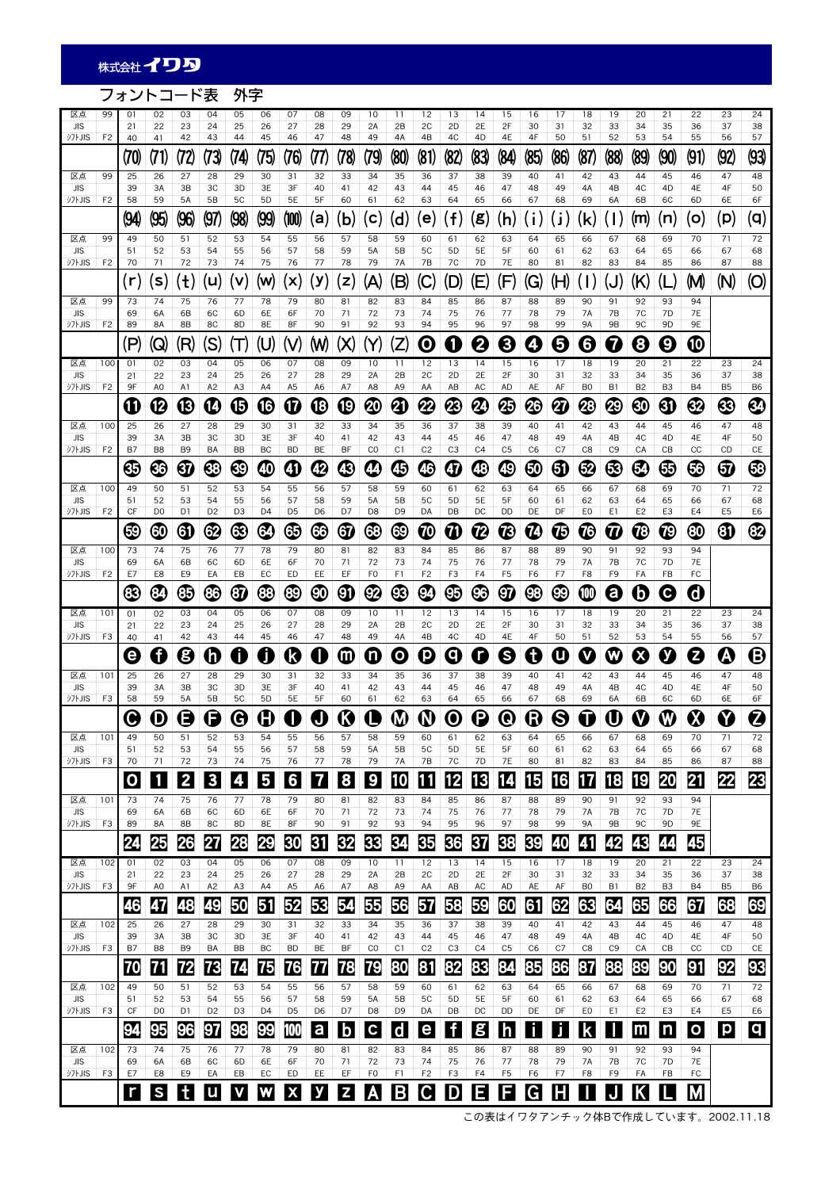# フォントコード表　外字

| 区点 | 99 | 01 | 02 | 03 | 04 | 05 | 06 | 07 | 08 | 09 | 10 | 11 | 12 | 13 | 14 | 15 | 16 | 17 | 18 | 19 | 20 | 21 | 22 | 23 | 24 |
|---|---|---|---|---|---|---|---|---|---|---|---|---|---|---|---|---|---|---|---|---|---|---|---|---|---|
| JIS | | 21 | 22 | 23 | 24 | 25 | 26 | 27 | 28 | 29 | 2A | 2B | 2C | 2D | 2E | 2F | 30 | 31 | 32 | 33 | 34 | 35 | 36 | 37 | 38 |
| シフトJIS | F2 | 40 | 41 | 42 | 43 | 44 | 45 | 46 | 47 | 48 | 49 | 4A | 4B | 4C | 4D | 4E | 4F | 50 | 51 | 52 | 53 | 54 | 55 | 56 | 57 |
| | | (70) | (71) | (72) | (73) | (74) | (75) | (76) | (77) | (78) | (79) | (80) | (81) | (82) | (83) | (84) | (85) | (86) | (87) | (88) | (89) | (90) | (91) | (92) | (93) |
| 区点 | 99 | 25 | 26 | 27 | 28 | 29 | 30 | 31 | 32 | 33 | 34 | 35 | 36 | 37 | 38 | 39 | 40 | 41 | 42 | 43 | 44 | 45 | 46 | 47 | 48 |
| JIS | | 39 | 3A | 3B | 3C | 3D | 3E | 3F | 40 | 41 | 42 | 43 | 44 | 45 | 46 | 47 | 48 | 49 | 4A | 4B | 4C | 4D | 4E | 4F | 50 |
| シフトJIS | F2 | 58 | 59 | 5A | 5B | 5C | 5D | 5E | 5F | 60 | 61 | 62 | 63 | 64 | 65 | 66 | 67 | 68 | 69 | 6A | 6B | 6C | 6D | 6E | 6F |
| | | (94) | (95) | (96) | (97) | (98) | (99) | (100) | (a) | (b) | (c) | (d) | (e) | (f) | (g) | (h) | (i) | (j) | (k) | (l) | (m) | (n) | (o) | (p) | (q) |
| 区点 | 99 | 49 | 50 | 51 | 52 | 53 | 54 | 55 | 56 | 57 | 58 | 59 | 60 | 61 | 62 | 63 | 64 | 65 | 66 | 67 | 68 | 69 | 70 | 71 | 72 |
| JIS | | 51 | 52 | 53 | 54 | 55 | 56 | 57 | 58 | 59 | 5A | 5B | 5C | 5D | 5E | 5F | 60 | 61 | 62 | 63 | 64 | 65 | 66 | 67 | 68 |
| シフトJIS | F2 | 70 | 71 | 72 | 73 | 74 | 75 | 76 | 77 | 78 | 79 | 7A | 7B | 7C | 7D | 7E | 80 | 81 | 82 | 83 | 84 | 85 | 86 | 87 | 88 |
| | | (r) | (s) | (t) | (u) | (v) | (w) | (x) | (y) | (z) | (A) | (B) | (C) | (D) | (E) | (F) | (G) | (H) | (I) | (J) | (K) | (L) | (M) | (N) | (O) |
| 区点 | 99 | 73 | 74 | 75 | 76 | 77 | 78 | 79 | 80 | 81 | 82 | 83 | 84 | 85 | 86 | 87 | 88 | 89 | 90 | 91 | 92 | 93 | 94 | | |
| JIS | | 69 | 6A | 6B | 6C | 6D | 6E | 6F | 70 | 71 | 72 | 73 | 74 | 75 | 76 | 77 | 78 | 79 | 7A | 7B | 7C | 7D | 7E | | |
| シフトJIS | F2 | 89 | 8A | 8B | 8C | 8D | 8E | 8F | 90 | 91 | 92 | 93 | 94 | 95 | 96 | 97 | 98 | 99 | 9A | 9B | 9C | 9D | 9E | | |
| | | (P) | (Q) | (R) | (S) | (T) | (U) | (V) | (W) | (X) | (Y) | (Z) | ⓿ | ❶ | ❷ | ❸ | ❹ | ❺ | ❻ | ❼ | ❽ | ❾ | ❿ | | |
| 区点 | 100 | 01 | 02 | 03 | 04 | 05 | 06 | 07 | 08 | 09 | 10 | 11 | 12 | 13 | 14 | 15 | 16 | 17 | 18 | 19 | 20 | 21 | 22 | 23 | 24 |
| JIS | | 21 | 22 | 23 | 24 | 25 | 26 | 27 | 28 | 29 | 2A | 2B | 2C | 2D | 2E | 2F | 30 | 31 | 32 | 33 | 34 | 35 | 36 | 37 | 38 |
| シフトJIS | F2 | 9F | A0 | A1 | A2 | A3 | A4 | A5 | A6 | A7 | A8 | A9 | AA | AB | AC | AD | AE | AF | B0 | B1 | B2 | B3 | B4 | B5 | B6 |
| | | ⓫ | ⓬ | ⓭ | ⓮ | ⓯ | ⓰ | ⓱ | ⓲ | ⓳ | ⓴ | 21 | 22 | 23 | 24 | 25 | 26 | 27 | 28 | 29 | 30 | 31 | 32 | 33 | 34 |
| 区点 | 100 | 25 | 26 | 27 | 28 | 29 | 30 | 31 | 32 | 33 | 34 | 35 | 36 | 37 | 38 | 39 | 40 | 41 | 42 | 43 | 44 | 45 | 46 | 47 | 48 |
| JIS | | 39 | 3A | 3B | 3C | 3D | 3E | 3F | 40 | 41 | 42 | 43 | 44 | 45 | 46 | 47 | 48 | 49 | 4A | 4B | 4C | 4D | 4E | 4F | 50 |
| シフトJIS | F2 | B7 | B8 | B9 | BA | BB | BC | BD | BE | BF | C0 | C1 | C2 | C3 | C4 | C5 | C6 | C7 | C8 | C9 | CA | CB | CC | CD | CE |
| | | 35 | 36 | 37 | 38 | 39 | 40 | 41 | 42 | 43 | 44 | 45 | 46 | 47 | 48 | 49 | 50 | 51 | 52 | 53 | 54 | 55 | 56 | 57 | 58 |
| 区点 | 100 | 49 | 50 | 51 | 52 | 53 | 54 | 55 | 56 | 57 | 58 | 59 | 60 | 61 | 62 | 63 | 64 | 65 | 66 | 67 | 68 | 69 | 70 | 71 | 72 |
| JIS | | 51 | 52 | 53 | 54 | 55 | 56 | 57 | 58 | 59 | 5A | 5B | 5C | 5D | 5E | 5F | 60 | 61 | 62 | 63 | 64 | 65 | 66 | 67 | 68 |
| シフトJIS | F2 | CF | D0 | D1 | D2 | D3 | D4 | D5 | D6 | D7 | D8 | D9 | DA | DB | DC | DD | DE | DF | E0 | E1 | E2 | E3 | E4 | E5 | E6 |
| | | 59 | 60 | 61 | 62 | 63 | 64 | 65 | 66 | 67 | 68 | 69 | 70 | 71 | 72 | 73 | 74 | 75 | 76 | 77 | 78 | 79 | 80 | 81 | 82 |
| 区点 | 100 | 73 | 74 | 75 | 76 | 77 | 78 | 79 | 80 | 81 | 82 | 83 | 84 | 85 | 86 | 87 | 88 | 89 | 90 | 91 | 92 | 93 | 94 | | |
| JIS | | 69 | 6A | 6B | 6C | 6D | 6E | 6F | 70 | 71 | 72 | 73 | 74 | 75 | 76 | 77 | 78 | 79 | 7A | 7B | 7C | 7D | 7E | | |
| シフトJIS | F2 | E7 | E8 | E9 | EA | EB | EC | ED | EE | EF | F0 | F1 | F2 | F3 | F4 | F5 | F6 | F7 | F8 | F9 | FA | FB | FC | | |
| | | 83 | 84 | 85 | 86 | 87 | 88 | 89 | 90 | 91 | 92 | 93 | 94 | 95 | 96 | 97 | 98 | 99 | 100 | a | b | c | d | | |
| 区点 | 101 | 01 | 02 | 03 | 04 | 05 | 06 | 07 | 08 | 09 | 10 | 11 | 12 | 13 | 14 | 15 | 16 | 17 | 18 | 19 | 20 | 21 | 22 | 23 | 24 |
| JIS | | 21 | 22 | 23 | 24 | 25 | 26 | 27 | 28 | 29 | 2A | 2B | 2C | 2D | 2E | 2F | 30 | 31 | 32 | 33 | 34 | 35 | 36 | 37 | 38 |
| シフトJIS | F3 | 40 | 41 | 42 | 43 | 44 | 45 | 46 | 47 | 48 | 49 | 4A | 4B | 4C | 4D | 4E | 4F | 50 | 51 | 52 | 53 | 54 | 55 | 56 | 57 |
| | | e | f | g | h | i | j | k | l | m | n | o | p | q | r | s | t | u | v | w | x | y | z | 🅐 | 🅑 |
| 区点 | 101 | 25 | 26 | 27 | 28 | 29 | 30 | 31 | 32 | 33 | 34 | 35 | 36 | 37 | 38 | 39 | 40 | 41 | 42 | 43 | 44 | 45 | 46 | 47 | 48 |
| JIS | | 39 | 3A | 3B | 3C | 3D | 3E | 3F | 40 | 41 | 42 | 43 | 44 | 45 | 46 | 47 | 48 | 49 | 4A | 4B | 4C | 4D | 4E | 4F | 50 |
| シフトJIS | F3 | 58 | 59 | 5A | 5B | 5C | 5D | 5E | 5F | 60 | 61 | 62 | 63 | 64 | 65 | 66 | 67 | 68 | 69 | 6A | 6B | 6C | 6D | 6E | 6F |
| | | 🅒 | 🅓 | 🅔 | 🅕 | 🅖 | 🅗 | 🅘 | 🅙 | 🅚 | 🅛 | 🅜 | 🅝 | 🅞 | 🅟 | 🅠 | 🅡 | 🅢 | 🅣 | 🅤 | 🅥 | 🅦 | 🅧 | 🅨 | 🅩 |
| 区点 | 101 | 49 | 50 | 51 | 52 | 53 | 54 | 55 | 56 | 57 | 58 | 59 | 60 | 61 | 62 | 63 | 64 | 65 | 66 | 67 | 68 | 69 | 70 | 71 | 72 |
| JIS | | 51 | 52 | 53 | 54 | 55 | 56 | 57 | 58 | 59 | 5A | 5B | 5C | 5D | 5E | 5F | 60 | 61 | 62 | 63 | 64 | 65 | 66 | 67 | 68 |
| シフトJIS | F3 | 70 | 71 | 72 | 73 | 74 | 75 | 76 | 77 | 78 | 79 | 7A | 7B | 7C | 7D | 7E | 80 | 81 | 82 | 83 | 84 | 85 | 86 | 87 | 88 |
| | | 0 | 1 | 2 | 3 | 4 | 5 | 6 | 7 | 8 | 9 | 10 | 11 | 12 | 13 | 14 | 15 | 16 | 17 | 18 | 19 | 20 | 21 | 22 | 23 |
| 区点 | 101 | 73 | 74 | 75 | 76 | 77 | 78 | 79 | 80 | 81 | 82 | 83 | 84 | 85 | 86 | 87 | 88 | 89 | 90 | 91 | 92 | 93 | 94 | | |
| JIS | | 69 | 6A | 6B | 6C | 6D | 6E | 6F | 70 | 71 | 72 | 73 | 74 | 75 | 76 | 77 | 78 | 79 | 7A | 7B | 7C | 7D | 7E | | |
| シフトJIS | F3 | 89 | 8A | 8B | 8C | 8D | 8E | 8F | 90 | 91 | 92 | 93 | 94 | 95 | 96 | 97 | 98 | 99 | 9A | 9B | 9C | 9D | 9E | | |
| | | 24 | 25 | 26 | 27 | 28 | 29 | 30 | 31 | 32 | 33 | 34 | 35 | 36 | 37 | 38 | 39 | 40 | 41 | 42 | 43 | 44 | 45 | | |
| 区点 | 102 | 01 | 02 | 03 | 04 | 05 | 06 | 07 | 08 | 09 | 10 | 11 | 12 | 13 | 14 | 15 | 16 | 17 | 18 | 19 | 20 | 21 | 22 | 23 | 24 |
| JIS | | 21 | 22 | 23 | 24 | 25 | 26 | 27 | 28 | 29 | 2A | 2B | 2C | 2D | 2E | 2F | 30 | 31 | 32 | 33 | 34 | 35 | 36 | 37 | 38 |
| シフトJIS | F3 | 9F | A0 | A1 | A2 | A3 | A4 | A5 | A6 | A7 | A8 | A9 | AA | AB | AC | AD | AE | AF | B0 | B1 | B2 | B3 | B4 | B5 | B6 |
| | | 46 | 47 | 48 | 49 | 50 | 51 | 52 | 53 | 54 | 55 | 56 | 57 | 58 | 59 | 60 | 61 | 62 | 63 | 64 | 65 | 66 | 67 | 68 | 69 |
| 区点 | 102 | 25 | 26 | 27 | 28 | 29 | 30 | 31 | 32 | 33 | 34 | 35 | 36 | 37 | 38 | 39 | 40 | 41 | 42 | 43 | 44 | 45 | 46 | 47 | 48 |
| JIS | | 39 | 3A | 3B | 3C | 3D | 3E | 3F | 40 | 41 | 42 | 43 | 44 | 45 | 46 | 47 | 48 | 49 | 4A | 4B | 4C | 4D | 4E | 4F | 50 |
| シフトJIS | F3 | B7 | B8 | B9 | BA | BB | BC | BD | BE | BF | C0 | C1 | C2 | C3 | C4 | C5 | C6 | C7 | C8 | C9 | CA | CB | CC | CD | CE |
| | | 70 | 71 | 72 | 73 | 74 | 75 | 76 | 77 | 78 | 79 | 80 | 81 | 82 | 83 | 84 | 85 | 86 | 87 | 88 | 89 | 90 | 91 | 92 | 93 |
| 区点 | 102 | 49 | 50 | 51 | 52 | 53 | 54 | 55 | 56 | 57 | 58 | 59 | 60 | 61 | 62 | 63 | 64 | 65 | 66 | 67 | 68 | 69 | 70 | 71 | 72 |
| JIS | | 51 | 52 | 53 | 54 | 55 | 56 | 57 | 58 | 59 | 5A | 5B | 5C | 5D | 5E | 5F | 60 | 61 | 62 | 63 | 64 | 65 | 66 | 67 | 68 |
| シフトJIS | F3 | CF | D0 | D1 | D2 | D3 | D4 | D5 | D6 | D7 | D8 | D9 | DA | DB | DC | DD | DE | DF | E0 | E1 | E2 | E3 | E4 | E5 | E6 |
| | | 94 | 95 | 96 | 97 | 98 | 99 | 100 | a | b | c | d | e | f | g | h | i | j | k | l | m | n | o | p | q |
| 区点 | 102 | 73 | 74 | 75 | 76 | 77 | 78 | 79 | 80 | 81 | 82 | 83 | 84 | 85 | 86 | 87 | 88 | 89 | 90 | 91 | 92 | 93 | 94 | | |
| JIS | | 69 | 6A | 6B | 6C | 6D | 6E | 6F | 70 | 71 | 72 | 73 | 74 | 75 | 76 | 77 | 78 | 79 | 7A | 7B | 7C | 7D | 7E | | |
| シフトJIS | F3 | E7 | E8 | E9 | EA | EB | EC | ED | EE | EF | F0 | F1 | F2 | F3 | F4 | F5 | F6 | F7 | F8 | F9 | FA | FB | FC | | |
| | | r | s | t | u | v | w | x | y | z | 🅰 | 🅱 | 🅲 | 🅳 | 🅴 | 🅵 | 🅶 | 🅷 | 🅸 | 🅹 | 🅺 | 🅻 | 🅼 | | |

この表はイワタアンチック体Bで作成しています。2002.11.18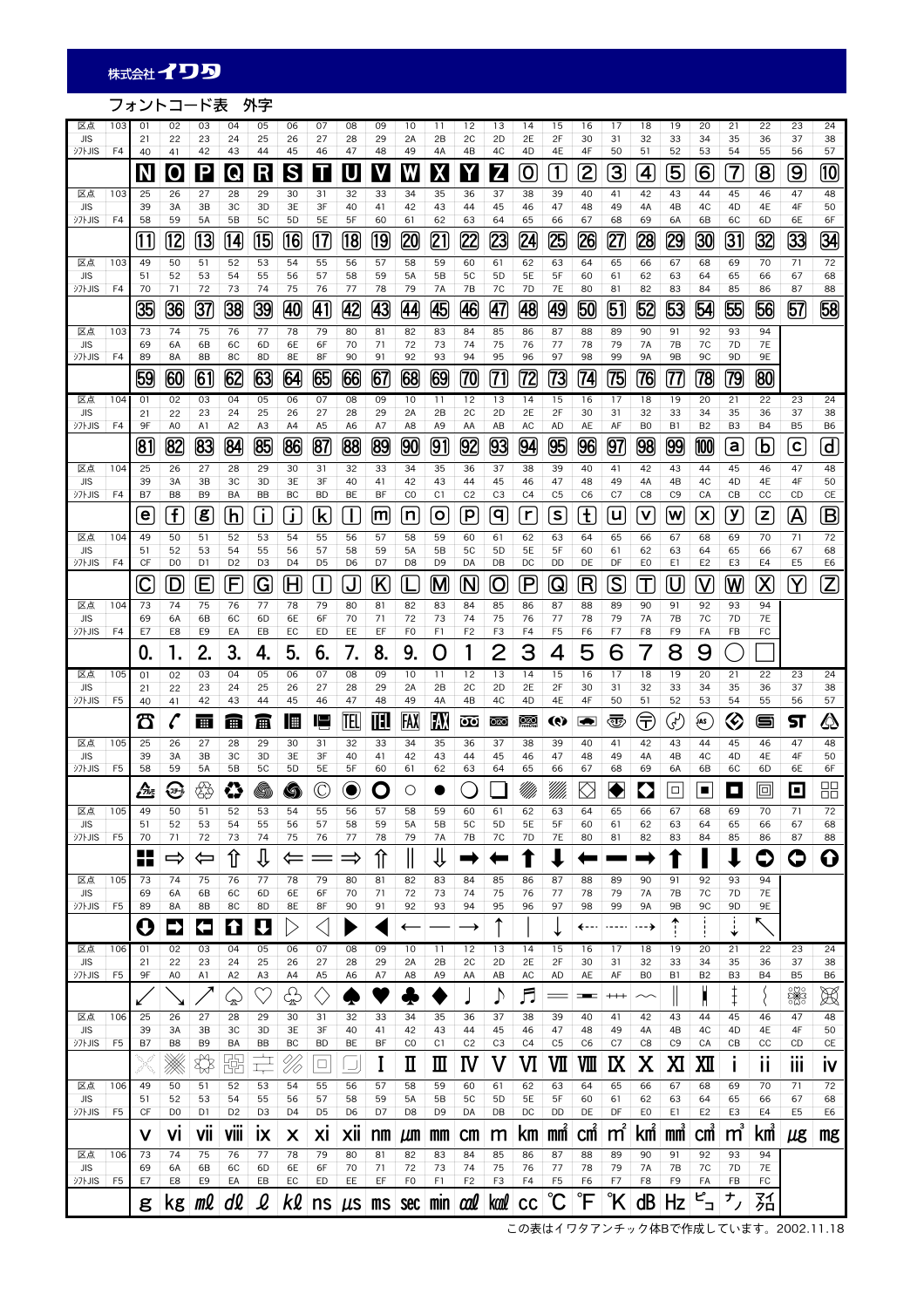株式会社イワタ

# フォントコード表　外字

| 区点 | 103 | 01 | 02 | 03 | 04 | 05 | 06 | 07 | 08 | 09 | 10 | 11 | 12 | 13 | 14 | 15 | 16 | 17 | 18 | 19 | 20 | 21 | 22 | 23 | 24 |
|---|---|---|---|---|---|---|---|---|---|---|---|---|---|---|---|---|---|---|---|---|---|---|---|---|---|
| JIS | | 21 | 22 | 23 | 24 | 25 | 26 | 27 | 28 | 29 | 2A | 2B | 2C | 2D | 2E | 2F | 30 | 31 | 32 | 33 | 34 | 35 | 36 | 37 | 38 |
| ｼﾌﾄJIS | F4 | 40 | 41 | 42 | 43 | 44 | 45 | 46 | 47 | 48 | 49 | 4A | 4B | 4C | 4D | 4E | 4F | 50 | 51 | 52 | 53 | 54 | 55 | 56 | 57 |
| | | N | O | P | Q | R | S | T | U | V | W | X | Y | Z | 0 | 1 | 2 | 3 | 4 | 5 | 6 | 7 | 8 | 9 | 10 |
| 区点 | 103 | 25 | 26 | 27 | 28 | 29 | 30 | 31 | 32 | 33 | 34 | 35 | 36 | 37 | 38 | 39 | 40 | 41 | 42 | 43 | 44 | 45 | 46 | 47 | 48 |
| JIS | | 39 | 3A | 3B | 3C | 3D | 3E | 3F | 40 | 41 | 42 | 43 | 44 | 45 | 46 | 47 | 48 | 49 | 4A | 4B | 4C | 4D | 4E | 4F | 50 |
| ｼﾌﾄJIS | F4 | 58 | 59 | 5A | 5B | 5C | 5D | 5E | 5F | 60 | 61 | 62 | 63 | 64 | 65 | 66 | 67 | 68 | 69 | 6A | 6B | 6C | 6D | 6E | 6F |
| | | 11 | 12 | 13 | 14 | 15 | 16 | 17 | 18 | 19 | 20 | 21 | 22 | 23 | 24 | 25 | 26 | 27 | 28 | 29 | 30 | 31 | 32 | 33 | 34 |
| 区点 | 103 | 49 | 50 | 51 | 52 | 53 | 54 | 55 | 56 | 57 | 58 | 59 | 60 | 61 | 62 | 63 | 64 | 65 | 66 | 67 | 68 | 69 | 70 | 71 | 72 |
| JIS | | 51 | 52 | 53 | 54 | 55 | 56 | 57 | 58 | 59 | 5A | 5B | 5C | 5D | 5E | 5F | 60 | 61 | 62 | 63 | 64 | 65 | 66 | 67 | 68 |
| ｼﾌﾄJIS | F4 | 70 | 71 | 72 | 73 | 74 | 75 | 76 | 77 | 78 | 79 | 7A | 7B | 7C | 7D | 7E | 80 | 81 | 82 | 83 | 84 | 85 | 86 | 87 | 88 |
| | | 35 | 36 | 37 | 38 | 39 | 40 | 41 | 42 | 43 | 44 | 45 | 46 | 47 | 48 | 49 | 50 | 51 | 52 | 53 | 54 | 55 | 56 | 57 | 58 |
| 区点 | 103 | 73 | 74 | 75 | 76 | 77 | 78 | 79 | 80 | 81 | 82 | 83 | 84 | 85 | 86 | 87 | 88 | 89 | 90 | 91 | 92 | 93 | 94 | | |
| JIS | | 69 | 6A | 6B | 6C | 6D | 6E | 6F | 70 | 71 | 72 | 73 | 74 | 75 | 76 | 77 | 78 | 79 | 7A | 7B | 7C | 7D | 7E | | |
| ｼﾌﾄJIS | F4 | 89 | 8A | 8B | 8C | 8D | 8E | 8F | 90 | 91 | 92 | 93 | 94 | 95 | 96 | 97 | 98 | 99 | 9A | 9B | 9C | 9D | 9E | | |
| | | 59 | 60 | 61 | 62 | 63 | 64 | 65 | 66 | 67 | 68 | 69 | 70 | 71 | 72 | 73 | 74 | 75 | 76 | 77 | 78 | 79 | 80 | | |
| 区点 | 104 | 01 | 02 | 03 | 04 | 05 | 06 | 07 | 08 | 09 | 10 | 11 | 12 | 13 | 14 | 15 | 16 | 17 | 18 | 19 | 20 | 21 | 22 | 23 | 24 |
| JIS | | 21 | 22 | 23 | 24 | 25 | 26 | 27 | 28 | 29 | 2A | 2B | 2C | 2D | 2E | 2F | 30 | 31 | 32 | 33 | 34 | 35 | 36 | 37 | 38 |
| ｼﾌﾄJIS | F4 | 9F | A0 | A1 | A2 | A3 | A4 | A5 | A6 | A7 | A8 | A9 | AA | AB | AC | AD | AE | AF | B0 | B1 | B2 | B3 | B4 | B5 | B6 |
| | | 81 | 82 | 83 | 84 | 85 | 86 | 87 | 88 | 89 | 90 | 91 | 92 | 93 | 94 | 95 | 96 | 97 | 98 | 99 | 100 | a | b | c | d |
| 区点 | 104 | 25 | 26 | 27 | 28 | 29 | 30 | 31 | 32 | 33 | 34 | 35 | 36 | 37 | 38 | 39 | 40 | 41 | 42 | 43 | 44 | 45 | 46 | 47 | 48 |
| JIS | | 39 | 3A | 3B | 3C | 3D | 3E | 3F | 40 | 41 | 42 | 43 | 44 | 45 | 46 | 47 | 48 | 49 | 4A | 4B | 4C | 4D | 4E | 4F | 50 |
| ｼﾌﾄJIS | F4 | B7 | B8 | B9 | BA | BB | BC | BD | BE | BF | C0 | C1 | C2 | C3 | C4 | C5 | C6 | C7 | C8 | C9 | CA | CB | CC | CD | CE |
| | | e | f | g | h | i | j | k | l | m | n | o | p | q | r | s | t | u | v | w | x | y | z | A | B |
| 区点 | 104 | 49 | 50 | 51 | 52 | 53 | 54 | 55 | 56 | 57 | 58 | 59 | 60 | 61 | 62 | 63 | 64 | 65 | 66 | 67 | 68 | 69 | 70 | 71 | 72 |
| JIS | | 51 | 52 | 53 | 54 | 55 | 56 | 57 | 58 | 59 | 5A | 5B | 5C | 5D | 5E | 5F | 60 | 61 | 62 | 63 | 64 | 65 | 66 | 67 | 68 |
| ｼﾌﾄJIS | F4 | CF | D0 | D1 | D2 | D3 | D4 | D5 | D6 | D7 | D8 | D9 | DA | DB | DC | DD | DE | DF | E0 | E1 | E2 | E3 | E4 | E5 | E6 |
| | | C | D | E | F | G | H | I | J | K | L | M | N | O | P | Q | R | S | T | U | V | W | X | Y | Z |
| 区点 | 104 | 73 | 74 | 75 | 76 | 77 | 78 | 79 | 80 | 81 | 82 | 83 | 84 | 85 | 86 | 87 | 88 | 89 | 90 | 91 | 92 | 93 | 94 | | |
| JIS | | 69 | 6A | 6B | 6C | 6D | 6E | 6F | 70 | 71 | 72 | 73 | 74 | 75 | 76 | 77 | 78 | 79 | 7A | 7B | 7C | 7D | 7E | | |
| ｼﾌﾄJIS | F4 | E7 | E8 | E9 | EA | EB | EC | ED | EE | EF | F0 | F1 | F2 | F3 | F4 | F5 | F6 | F7 | F8 | F9 | FA | FB | FC | | |
| | | 0. | 1. | 2. | 3. | 4. | 5. | 6. | 7. | 8. | 9. | 0 | 1 | 2 | 3 | 4 | 5 | 6 | 7 | 8 | 9 | ○ | | | |
| 区点 | 105 | 01 | 02 | 03 | 04 | 05 | 06 | 07 | 08 | 09 | 10 | 11 | 12 | 13 | 14 | 15 | 16 | 17 | 18 | 19 | 20 | 21 | 22 | 23 | 24 |
| JIS | | 21 | 22 | 23 | 24 | 25 | 26 | 27 | 28 | 29 | 2A | 2B | 2C | 2D | 2E | 2F | 30 | 31 | 32 | 33 | 34 | 35 | 36 | 37 | 38 |
| ｼﾌﾄJIS | F5 | 40 | 41 | 42 | 43 | 44 | 45 | 46 | 47 | 48 | 49 | 4A | 4B | 4C | 4D | 4E | 4F | 50 | 51 | 52 | 53 | 54 | 55 | 56 | 57 |
| | | ☎ | ✆ | | | | | | TEL | TEL | FAX | FAX | | | | | | | 〶 | | JAS | | | ST | |
| 区点 | 105 | 25 | 26 | 27 | 28 | 29 | 30 | 31 | 32 | 33 | 34 | 35 | 36 | 37 | 38 | 39 | 40 | 41 | 42 | 43 | 44 | 45 | 46 | 47 | 48 |
| JIS | | 39 | 3A | 3B | 3C | 3D | 3E | 3F | 40 | 41 | 42 | 43 | 44 | 45 | 46 | 47 | 48 | 49 | 4A | 4B | 4C | 4D | 4E | 4F | 50 |
| ｼﾌﾄJIS | F5 | 58 | 59 | 5A | 5B | 5C | 5D | 5E | 5F | 60 | 61 | 62 | 63 | 64 | 65 | 66 | 67 | 68 | 69 | 6A | 6B | 6C | 6D | 6E | 6F |
| | | | | ♲ | ♻ | | | © | ◉ | ○ | ○ | ● | ◯ | ▨ | ▨ | ▨ | ◇ | ◆ | ◆ | ▫ | ▪ | ■ | ▣ | ▣ | ⊞ |
| 区点 | 105 | 49 | 50 | 51 | 52 | 53 | 54 | 55 | 56 | 57 | 58 | 59 | 60 | 61 | 62 | 63 | 64 | 65 | 66 | 67 | 68 | 69 | 70 | 71 | 72 |
| JIS | | 51 | 52 | 53 | 54 | 55 | 56 | 57 | 58 | 59 | 5A | 5B | 5C | 5D | 5E | 5F | 60 | 61 | 62 | 63 | 64 | 65 | 66 | 67 | 68 |
| ｼﾌﾄJIS | F5 | 70 | 71 | 72 | 73 | 74 | 75 | 76 | 77 | 78 | 79 | 7A | 7B | 7C | 7D | 7E | 80 | 81 | 82 | 83 | 84 | 85 | 86 | 87 | 88 |
| | | ■■ | ⇨ | ⇦ | ⇧ | ⇩ | ⟸ | ═ | ⟹ | ⇑ | ‖ | ⇓ | ➡ | ⬆ | ⬇ | ⬅ | ━ | ━ | ➡ | ⬆ | ▮ | ⬇ | (→) | (←) | (↑) |
| 区点 | 105 | 73 | 74 | 75 | 76 | 77 | 78 | 79 | 80 | 81 | 82 | 83 | 84 | 85 | 86 | 87 | 88 | 89 | 90 | 91 | 92 | 93 | 94 | | |
| JIS | | 69 | 6A | 6B | 6C | 6D | 6E | 6F | 70 | 71 | 72 | 73 | 74 | 75 | 76 | 77 | 78 | 79 | 7A | 7B | 7C | 7D | 7E | | |
| ｼﾌﾄJIS | F5 | 89 | 8A | 8B | 8C | 8D | 8E | 8F | 90 | 91 | 92 | 93 | 94 | 95 | 96 | 97 | 98 | 99 | 9A | 9B | 9C | 9D | 9E | | |
| | | (↓) | [→] | [←] | [↑] | [↓] | ▷ | ◁ | ⇑ | ‖ | ← | — | → | ↑ | │ | ↓ | ←‐‐ | ‐‐‐‐‐ | ‐‐→ | ↑ | ⋮ | ↓ | ↖ | | |
| 区点 | 106 | 01 | 02 | 03 | 04 | 05 | 06 | 07 | 08 | 09 | 10 | 11 | 12 | 13 | 14 | 15 | 16 | 17 | 18 | 19 | 20 | 21 | 22 | 23 | 24 |
| JIS | | 21 | 22 | 23 | 24 | 25 | 26 | 27 | 28 | 29 | 2A | 2B | 2C | 2D | 2E | 2F | 30 | 31 | 32 | 33 | 34 | 35 | 36 | 37 | 38 |
| ｼﾌﾄJIS | F5 | 9F | A0 | A1 | A2 | A3 | A4 | A5 | A6 | A7 | A8 | A9 | AA | AB | AC | AD | AE | AF | B0 | B1 | B2 | B3 | B4 | B5 | B6 |
| | | ↙ | ↘ | ↗ | ♤ | ♡ | ♧ | ◇ | ♠ | ♥ | ♣ | ◆ | ♩ | ♪ | ♬ | ═ | ━ | +++ | ⁀ | ‖ | ▯ | ‡ | ｛ | | |
| 区点 | 106 | 25 | 26 | 27 | 28 | 29 | 30 | 31 | 32 | 33 | 34 | 35 | 36 | 37 | 38 | 39 | 40 | 41 | 42 | 43 | 44 | 45 | 46 | 47 | 48 |
| JIS | | 39 | 3A | 3B | 3C | 3D | 3E | 3F | 40 | 41 | 42 | 43 | 44 | 45 | 46 | 47 | 48 | 49 | 4A | 4B | 4C | 4D | 4E | 4F | 50 |
| ｼﾌﾄJIS | F5 | B7 | B8 | B9 | BA | BB | BC | BD | BE | BF | C0 | C1 | C2 | C3 | C4 | C5 | C6 | C7 | C8 | C9 | CA | CB | CC | CD | CE |
| | | ╳ | ▩ | ❋ | | | | ◻ | ◻ | Ⅰ | Ⅱ | Ⅲ | Ⅳ | Ⅴ | Ⅵ | Ⅶ | Ⅷ | Ⅸ | Ⅹ | Ⅺ | Ⅻ | ⅰ | ⅱ | ⅲ | ⅳ |
| 区点 | 106 | 49 | 50 | 51 | 52 | 53 | 54 | 55 | 56 | 57 | 58 | 59 | 60 | 61 | 62 | 63 | 64 | 65 | 66 | 67 | 68 | 69 | 70 | 71 | 72 |
| JIS | | 51 | 52 | 53 | 54 | 55 | 56 | 57 | 58 | 59 | 5A | 5B | 5C | 5D | 5E | 5F | 60 | 61 | 62 | 63 | 64 | 65 | 66 | 67 | 68 |
| ｼﾌﾄJIS | F5 | CF | D0 | D1 | D2 | D3 | D4 | D5 | D6 | D7 | D8 | D9 | DA | DB | DC | DD | DE | DF | E0 | E1 | E2 | E3 | E4 | E5 | E6 |
| | | v | vi | vii | viii | ix | x | xi | xii | nm | μm | mm | cm | m | km | mm² | cm² | m² | km² | mm³ | cm³ | m³ | km³ | μg | mg |
| 区点 | 106 | 73 | 74 | 75 | 76 | 77 | 78 | 79 | 80 | 81 | 82 | 83 | 84 | 85 | 86 | 87 | 88 | 89 | 90 | 91 | 92 | 93 | 94 | | |
| JIS | | 69 | 6A | 6B | 6C | 6D | 6E | 6F | 70 | 71 | 72 | 73 | 74 | 75 | 76 | 77 | 78 | 79 | 7A | 7B | 7C | 7D | 7E | | |
| ｼﾌﾄJIS | F5 | E7 | E8 | E9 | EA | EB | EC | ED | EE | EF | F0 | F1 | F2 | F3 | F4 | F5 | F6 | F7 | F8 | F9 | FA | FB | FC | | |
| | | g | kg | mℓ | dℓ | ℓ | kℓ | ns | μs | ms | sec | min | cal | kcal | cc | ℃ | ℉ | °K | dB | Hz | ピコ | ナノ | マイクロ | | |

この表はイワタアンチック体Bで作成しています。2002.11.18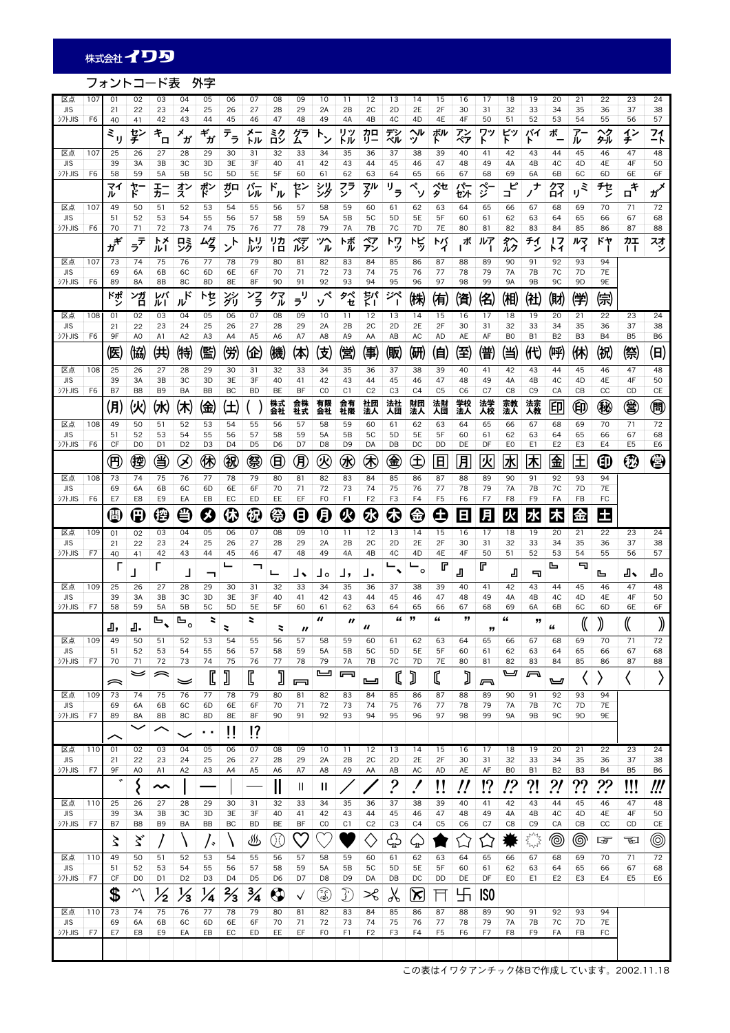株式会社イワタ

## フォントコード表　外字

| 区点 | 107 | 01 | 02 | 03 | 04 | 05 | 06 | 07 | 08 | 09 | 10 | 11 | 12 | 13 | 14 | 15 | 16 | 17 | 18 | 19 | 20 | 21 | 22 | 23 | 24 |
|---|---|---|---|---|---|---|---|---|---|---|---|---|---|---|---|---|---|---|---|---|---|---|---|---|---|
| JIS | | 21 | 22 | 23 | 24 | 25 | 26 | 27 | 28 | 29 | 2A | 2B | 2C | 2D | 2E | 2F | 30 | 31 | 32 | 33 | 34 | 35 | 36 | 37 | 38 |
| シフトJIS | F6 | 40 | 41 | 42 | 43 | 44 | 45 | 46 | 47 | 48 | 49 | 4A | 4B | 4C | 4D | 4E | 4F | 50 | 51 | 52 | 53 | 54 | 55 | 56 | 57 |
| | | ミリ | センチ | キロ | メガ | ギガ | テラ | メートル | ミクロン | グラム | トン | リットル | カロリー | デシベル | ヘルツ | ボルト | アンペア | ワット | ビット | バイト | ボー | アール | ヘクタール | インチ | フィート |
| 区点 | 107 | 25 | 26 | 27 | 28 | 29 | 30 | 31 | 32 | 33 | 34 | 35 | 36 | 37 | 38 | 39 | 40 | 41 | 42 | 43 | 44 | 45 | 46 | 47 | 48 |
| JIS | | 39 | 3A | 3B | 3C | 3D | 3E | 3F | 40 | 41 | 42 | 43 | 44 | 45 | 46 | 47 | 48 | 49 | 4A | 4B | 4C | 4D | 4E | 4F | 50 |
| シフトJIS | F6 | 58 | 59 | 5A | 5B | 5C | 5D | 5E | 5F | 60 | 61 | 62 | 63 | 64 | 65 | 66 | 67 | 68 | 69 | 6A | 6B | 6C | 6D | 6E | 6F |
| | | マイル | ヤード | エーカー | オンス | ポンド | ガロン | バーレル | ドル | セント | シリング | フラン | マルク | リラ | ペソ | ペセタ | パーセント | ページ | ピコ | ナノ | クロイ | ミリ | センチ | キロ | メガ |
| 区点 | 107 | 49 | 50 | 51 | 52 | 53 | 54 | 55 | 56 | 57 | 58 | 59 | 60 | 61 | 62 | 63 | 64 | 65 | 66 | 67 | 68 | 69 | 70 | 71 | 72 |
| JIS | | 51 | 52 | 53 | 54 | 55 | 56 | 57 | 58 | 59 | 5A | 5B | 5C | 5D | 5E | 5F | 60 | 61 | 62 | 63 | 64 | 65 | 66 | 67 | 68 |
| シフトJIS | F6 | 70 | 71 | 72 | 73 | 74 | 75 | 76 | 77 | 78 | 79 | 7A | 7B | 7C | 7D | 7E | 80 | 81 | 82 | 83 | 84 | 85 | 86 | 87 | 88 |
| | | ギガ | テラ | メートル | ミクロン | グラム | トン | リットル | カロリー | デシベル | ヘルツ | ボルト | アンペア | ワット | ビット | バイト | ボー | アール | ヘクタール | インチ | フィート | マイル | ヤード | エーカー | オンス |
| 区点 | 107 | 73 | 74 | 75 | 76 | 77 | 78 | 79 | 80 | 81 | 82 | 83 | 84 | 85 | 86 | 87 | 88 | 89 | 90 | 91 | 92 | 93 | 94 | | |
| JIS | | 69 | 6A | 6B | 6C | 6D | 6E | 6F | 70 | 71 | 72 | 73 | 74 | 75 | 76 | 77 | 78 | 79 | 7A | 7B | 7C | 7D | 7E | | |
| シフトJIS | F6 | 89 | 8A | 8B | 8C | 8D | 8E | 8F | 90 | 91 | 92 | 93 | 94 | 95 | 96 | 97 | 98 | 99 | 9A | 9B | 9C | 9D | 9E | | |
| | | ポンド | ガロン | バーレル | ドル | セント | シリング | フラン | マルク | リラ | ペソ | ペセタ | パーセント | ページ | ㈱ | ㈲ | (資) | (名) | (相) | (社) | (財) | (学) | (宗) | | |

| 区点 | 108 | 01 | 02 | 03 | 04 | 05 | 06 | 07 | 08 | 09 | 10 | 11 | 12 | 13 | 14 | 15 | 16 | 17 | 18 | 19 | 20 | 21 | 22 | 23 | 24 |
|---|---|---|---|---|---|---|---|---|---|---|---|---|---|---|---|---|---|---|---|---|---|---|---|---|---|
| JIS | | 21 | 22 | 23 | 24 | 25 | 26 | 27 | 28 | 29 | 2A | 2B | 2C | 2D | 2E | 2F | 30 | 31 | 32 | 33 | 34 | 35 | 36 | 37 | 38 |
| シフトJIS | F6 | 9F | A0 | A1 | A2 | A3 | A4 | A5 | A6 | A7 | A8 | A9 | AA | AB | AC | AD | AE | AF | B0 | B1 | B2 | B3 | B4 | B5 | B6 |
| | | (医) | (協) | (共) | (特) | (監) | (労) | (企) | (機) | (本) | (支) | (営) | (事) | (販) | (研) | (自) | (至) | (普) | (当) | (代) | (呼) | (休) | (祝) | (祭) | (日) |
| 区点 | 108 | 25 | 26 | 27 | 28 | 29 | 30 | 31 | 32 | 33 | 34 | 35 | 36 | 37 | 38 | 39 | 40 | 41 | 42 | 43 | 44 | 45 | 46 | 47 | 48 |
| JIS | | 39 | 3A | 3B | 3C | 3D | 3E | 3F | 40 | 41 | 42 | 43 | 44 | 45 | 46 | 47 | 48 | 49 | 4A | 4B | 4C | 4D | 4E | 4F | 50 |
| シフトJIS | F6 | B7 | B8 | B9 | BA | BB | BC | BD | BE | BF | C0 | C1 | C2 | C3 | C4 | C5 | C6 | C7 | C8 | C9 | CA | CB | CC | CD | CE |
| | | (月) | (火) | (水) | (木) | (金) | (土) | ( ) | 株式会社 | 会株社式 | 有限会社 | 会有社限 | 社団法人 | 法社人団 | 財団法人 | 法財人団 | 学校法人 | 法学人校 | 宗教法人 | 法宗人教 | 印 | (印) | (秘) | (営) | (間) |
| 区点 | 108 | 49 | 50 | 51 | 52 | 53 | 54 | 55 | 56 | 57 | 58 | 59 | 60 | 61 | 62 | 63 | 64 | 65 | 66 | 67 | 68 | 69 | 70 | 71 | 72 |
| JIS | | 51 | 52 | 53 | 54 | 55 | 56 | 57 | 58 | 59 | 5A | 5B | 5C | 5D | 5E | 5F | 60 | 61 | 62 | 63 | 64 | 65 | 66 | 67 | 68 |
| シフトJIS | F6 | CF | D0 | D1 | D2 | D3 | D4 | D5 | D6 | D7 | D8 | D9 | DA | DB | DC | DD | DE | DF | E0 | E1 | E2 | E3 | E4 | E5 | E6 |
| | | (円) | (控) | (当) | (✕) | (休) | (祝) | (祭) | (日) | (月) | (火) | (水) | (木) | (金) | (土) | [日] | [月] | [火] | [水] | [木] | [金] | [土] | (印) | (秘) | (営) |
| 区点 | 108 | 73 | 74 | 75 | 76 | 77 | 78 | 79 | 80 | 81 | 82 | 83 | 84 | 85 | 86 | 87 | 88 | 89 | 90 | 91 | 92 | 93 | 94 | | |
| JIS | | 69 | 6A | 6B | 6C | 6D | 6E | 6F | 70 | 71 | 72 | 73 | 74 | 75 | 76 | 77 | 78 | 79 | 7A | 7B | 7C | 7D | 7E | | |
| シフトJIS | F6 | E7 | E8 | E9 | EA | EB | EC | ED | EE | EF | F0 | F1 | F2 | F3 | F4 | F5 | F6 | F7 | F8 | F9 | FA | FB | FC | | |
| | | (間) | (円) | (控) | (当) | (✕) | (休) | (祝) | (祭) | (日) | (月) | (火) | (水) | (木) | (金) | (土) | [日] | [月] | [火] | [水] | [木] | [金] | [土] | | |

| 区点 | 109 | 01 | 02 | 03 | 04 | 05 | 06 | 07 | 08 | 09 | 10 | 11 | 12 | 13 | 14 | 15 | 16 | 17 | 18 | 19 | 20 | 21 | 22 | 23 | 24 |
|---|---|---|---|---|---|---|---|---|---|---|---|---|---|---|---|---|---|---|---|---|---|---|---|---|---|
| JIS | | 21 | 22 | 23 | 24 | 25 | 26 | 27 | 28 | 29 | 2A | 2B | 2C | 2D | 2E | 2F | 30 | 31 | 32 | 33 | 34 | 35 | 36 | 37 | 38 |
| シフトJIS | F7 | 40 | 41 | 42 | 43 | 44 | 45 | 46 | 47 | 48 | 49 | 4A | 4B | 4C | 4D | 4E | 4F | 50 | 51 | 52 | 53 | 54 | 55 | 56 | 57 |
| | | 「 | 」 | 「 | 」 | ┐ | └ | ┐ | └ | 」、 | 」。 | 」, | 」. | └、 | └。 | 「 | 」 | 「 | 」 | ┐ | └ | ┐ | └ | 」、 | 」。 |
| 区点 | 109 | 25 | 26 | 27 | 28 | 29 | 30 | 31 | 32 | 33 | 34 | 35 | 36 | 37 | 38 | 39 | 40 | 41 | 42 | 43 | 44 | 45 | 46 | 47 | 48 |
| JIS | | 39 | 3A | 3B | 3C | 3D | 3E | 3F | 40 | 41 | 42 | 43 | 44 | 45 | 46 | 47 | 48 | 49 | 4A | 4B | 4C | 4D | 4E | 4F | 50 |
| シフトJIS | F7 | 58 | 59 | 5A | 5B | 5C | 5D | 5E | 5F | 60 | 61 | 62 | 63 | 64 | 65 | 66 | 67 | 68 | 69 | 6A | 6B | 6C | 6D | 6E | 6F |
| | | 」, | 」. | └、 | └。 | 〃 | 〃 | 〃 | 〃 | 〃 | 〃 | 〃 | 〃 | “ | ” | “ | ” | ” | “ | ” | “ | (( | )) | (( | )) |
| 区点 | 109 | 49 | 50 | 51 | 52 | 53 | 54 | 55 | 56 | 57 | 58 | 59 | 60 | 61 | 62 | 63 | 64 | 65 | 66 | 67 | 68 | 69 | 70 | 71 | 72 |
| JIS | | 51 | 52 | 53 | 54 | 55 | 56 | 57 | 58 | 59 | 5A | 5B | 5C | 5D | 5E | 5F | 60 | 61 | 62 | 63 | 64 | 65 | 66 | 67 | 68 |
| シフトJIS | F7 | 70 | 71 | 72 | 73 | 74 | 75 | 76 | 77 | 78 | 79 | 7A | 7B | 7C | 7D | 7E | 80 | 81 | 82 | 83 | 84 | 85 | 86 | 87 | 88 |
| | | ≈ | ≈ | ≈ | ≈ | [ | ] | [ | ] | ﹇ | ﹈ | ﹇ | ﹈ | [ | ] | [ | ] | ﹇ | ﹈ | ﹇ | ﹈ | 〈 | 〉 | 〈 | 〉 |
| 区点 | 109 | 73 | 74 | 75 | 76 | 77 | 78 | 79 | 80 | 81 | 82 | 83 | 84 | 85 | 86 | 87 | 88 | 89 | 90 | 91 | 92 | 93 | 94 | | |
| JIS | | 69 | 6A | 6B | 6C | 6D | 6E | 6F | 70 | 71 | 72 | 73 | 74 | 75 | 76 | 77 | 78 | 79 | 7A | 7B | 7C | 7D | 7E | | |
| シフトJIS | F7 | 89 | 8A | 8B | 8C | 8D | 8E | 8F | 90 | 91 | 92 | 93 | 94 | 95 | 96 | 97 | 98 | 99 | 9A | 9B | 9C | 9D | 9E | | |
| | | ︿ | ﹀ | ︿ | | ‥ | !! | !? | | | | | | | | | | | | | | | | | |

| 区点 | 110 | 01 | 02 | 03 | 04 | 05 | 06 | 07 | 08 | 09 | 10 | 11 | 12 | 13 | 14 | 15 | 16 | 17 | 18 | 19 | 20 | 21 | 22 | 23 | 24 |
|---|---|---|---|---|---|---|---|---|---|---|---|---|---|---|---|---|---|---|---|---|---|---|---|---|---|
| JIS | | 21 | 22 | 23 | 24 | 25 | 26 | 27 | 28 | 29 | 2A | 2B | 2C | 2D | 2E | 2F | 30 | 31 | 32 | 33 | 34 | 35 | 36 | 37 | 38 |
| シフトJIS | F7 | 9F | A0 | A1 | A2 | A3 | A4 | A5 | A6 | A7 | A8 | A9 | AA | AB | AC | AD | AE | AF | B0 | B1 | B2 | B3 | B4 | B5 | B6 |
| | | ゛ | ⌇ | 〜 | │ | │ | | ─ | ‖ | ‖ | ‖ | ／ | ／ | ? | ! | !! | !! | !? | !? | ?! | ?! | ?? | ?? | !!! | !!! |
| 区点 | 110 | 25 | 26 | 27 | 28 | 29 | 30 | 31 | 32 | 33 | 34 | 35 | 36 | 37 | 38 | 39 | 40 | 41 | 42 | 43 | 44 | 45 | 46 | 47 | 48 |
| JIS | | 39 | 3A | 3B | 3C | 3D | 3E | 3F | 40 | 41 | 42 | 43 | 44 | 45 | 46 | 47 | 48 | 49 | 4A | 4B | 4C | 4D | 4E | 4F | 50 |
| シフトJIS | F7 | B7 | B8 | B9 | BA | BB | BC | BD | BE | BF | C0 | C1 | C2 | C3 | C4 | C5 | C6 | C7 | C8 | C9 | CA | CB | CC | CD | CE |
| | | ゝ | ゞ | / | \ | / | \ | ♨ | ⚾ | ♡ | ♡ | ♥ | ◇ | ♧ | ♤ | ★ | ☆ | ☆ | ✹ | ✺ | ◎ | ◎ | ☞ | ☜ | ◎ |
| 区点 | 110 | 49 | 50 | 51 | 52 | 53 | 54 | 55 | 56 | 57 | 58 | 59 | 60 | 61 | 62 | 63 | 64 | 65 | 66 | 67 | 68 | 69 | 70 | 71 | 72 |
| JIS | | 51 | 52 | 53 | 54 | 55 | 56 | 57 | 58 | 59 | 5A | 5B | 5C | 5D | 5E | 5F | 60 | 61 | 62 | 63 | 64 | 65 | 66 | 67 | 68 |
| シフトJIS | F7 | CF | D0 | D1 | D2 | D3 | D4 | D5 | D6 | D7 | D8 | D9 | DA | DB | DC | DD | DE | DF | E0 | E1 | E2 | E3 | E4 | E5 | E6 |
| | | $ | 〽 | ½ | ⅓ | ¼ | ⅔ | ¾ | ⚽ | √ | ☺ | ☽ | ✂ | ✂ | ⊠ | ⛩ | 卍 | ISO | | | | | | | |
| 区点 | 110 | 73 | 74 | 75 | 76 | 77 | 78 | 79 | 80 | 81 | 82 | 83 | 84 | 85 | 86 | 87 | 88 | 89 | 90 | 91 | 92 | 93 | 94 | | |
| JIS | | 69 | 6A | 6B | 6C | 6D | 6E | 6F | 70 | 71 | 72 | 73 | 74 | 75 | 76 | 77 | 78 | 79 | 7A | 7B | 7C | 7D | 7E | | |
| シフトJIS | F7 | E7 | E8 | E9 | EA | EB | EC | ED | EE | EF | F0 | F1 | F2 | F3 | F4 | F5 | F6 | F7 | F8 | F9 | FA | FB | FC | | |
| | | | | | | | | | | | | | | | | | | | | | | | | | |

この表はイワタアンチック体Bで作成しています。2002.11.18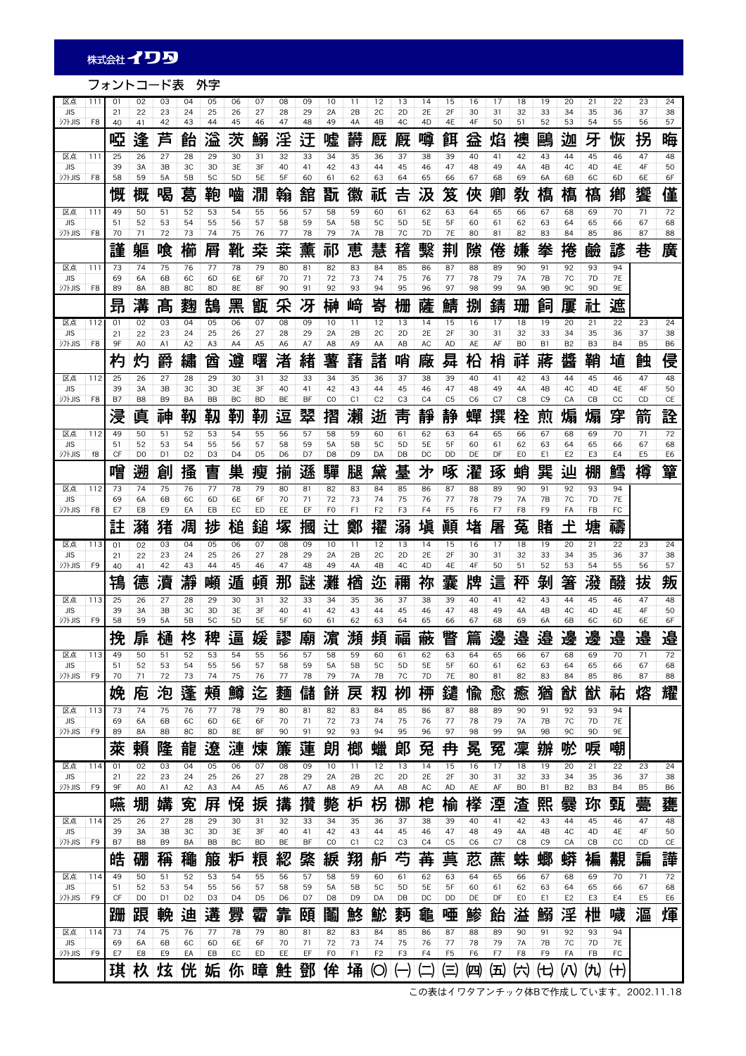株式会社イワタ

# フォントコード表　外字

| 区点 | 111 | 01 | 02 | 03 | 04 | 05 | 06 | 07 | 08 | 09 | 10 | 11 | 12 | 13 | 14 | 15 | 16 | 17 | 18 | 19 | 20 | 21 | 22 | 23 | 24 |
|---|---|---|---|---|---|---|---|---|---|---|---|---|---|---|---|---|---|---|---|---|---|---|---|---|---|
| JIS | | 21 | 22 | 23 | 24 | 25 | 26 | 27 | 28 | 29 | 2A | 2B | 2C | 2D | 2E | 2F | 30 | 31 | 32 | 33 | 34 | 35 | 36 | 37 | 38 |
| シフトJIS | F8 | 40 | 41 | 42 | 43 | 44 | 45 | 46 | 47 | 48 | 49 | 4A | 4B | 4C | 4D | 4E | 4F | 50 | 51 | 52 | 53 | 54 | 55 | 56 | 57 |
| | | 啞 | 逢 | 芦 | 飴 | 溢 | 茨 | 鰯 | 淫 | 迂 | 噓 | 欝 | 厩 | 厩 | 噂 | 餌 | 盆 | 焰 | 襖 | 鷗 | 迦 | 牙 | 恢 | 拐 | 晦 |
| 区点 | 111 | 25 | 26 | 27 | 28 | 29 | 30 | 31 | 32 | 33 | 34 | 35 | 36 | 37 | 38 | 39 | 40 | 41 | 42 | 43 | 44 | 45 | 46 | 47 | 48 |
| JIS | | 39 | 3A | 3B | 3C | 3D | 3E | 3F | 40 | 41 | 42 | 43 | 44 | 45 | 46 | 47 | 48 | 49 | 4A | 4B | 4C | 4D | 4E | 4F | 50 |
| シフトJIS | F8 | 58 | 59 | 5A | 5B | 5C | 5D | 5E | 5F | 60 | 61 | 62 | 63 | 64 | 65 | 66 | 67 | 68 | 69 | 6A | 6B | 6C | 6D | 6E | 6F |
| | | 慨 | 概 | 喝 | 葛 | 鞄 | 嚙 | 澗 | 翰 | 舘 | 翫 | 徽 | 祇 | 吉 | 汲 | 笈 | 俠 | 卿 | 敎 | 橋 | 槗 | 槗 | 鄕 | 饗 | 僅 |
| 区点 | 111 | 49 | 50 | 51 | 52 | 53 | 54 | 55 | 56 | 57 | 58 | 59 | 60 | 61 | 62 | 63 | 64 | 65 | 66 | 67 | 68 | 69 | 70 | 71 | 72 |
| JIS | | 51 | 52 | 53 | 54 | 55 | 56 | 57 | 58 | 59 | 5A | 5B | 5C | 5D | 5E | 5F | 60 | 61 | 62 | 63 | 64 | 65 | 66 | 67 | 68 |
| シフトJIS | F8 | 70 | 71 | 72 | 73 | 74 | 75 | 76 | 77 | 78 | 79 | 7A | 7B | 7C | 7D | 7E | 80 | 81 | 82 | 83 | 84 | 85 | 86 | 87 | 88 |
| | | 謹 | 軀 | 喰 | 櫛 | 屑 | 靴 | 粂 | 粂 | 薰 | 祁 | 惠 | 慧 | 稽 | 繫 | 荊 | 隙 | 倦 | 嫌 | 拳 | 捲 | 瞼 | 諺 | 巷 | 廣 |
| 区点 | 111 | 73 | 74 | 75 | 76 | 77 | 78 | 79 | 80 | 81 | 82 | 83 | 84 | 85 | 86 | 87 | 88 | 89 | 90 | 91 | 92 | 93 | 94 | | |
| JIS | | 69 | 6A | 6B | 6C | 6D | 6E | 6F | 70 | 71 | 72 | 73 | 74 | 75 | 76 | 77 | 78 | 79 | 7A | 7B | 7C | 7D | 7E | | |
| シフトJIS | F8 | 89 | 8A | 8B | 8C | 8D | 8E | 8F | 90 | 91 | 92 | 93 | 94 | 95 | 96 | 97 | 98 | 99 | 9A | 9B | 9C | 9D | 9E | | |
| | | 昂 | 溝 | 髙 | 麴 | 鵠 | 黑 | 甑 | 叉 | 冴 | 榊 | 﨑 | 嵜 | 柵 | 薩 | 鯖 | 捌 | 錆 | 珊 | 飼 | 厦 | 社 | 遮 | | |
| 区点 | 112 | 01 | 02 | 03 | 04 | 05 | 06 | 07 | 08 | 09 | 10 | 11 | 12 | 13 | 14 | 15 | 16 | 17 | 18 | 19 | 20 | 21 | 22 | 23 | 24 |
| JIS | | 21 | 22 | 23 | 24 | 25 | 26 | 27 | 28 | 29 | 2A | 2B | 2C | 2D | 2E | 2F | 30 | 31 | 32 | 33 | 34 | 35 | 36 | 37 | 38 |
| シフトJIS | F8 | 9F | A0 | A1 | A2 | A3 | A4 | A5 | A6 | A7 | A8 | A9 | AA | AB | AC | AD | AE | AF | B0 | B1 | B2 | B3 | B4 | B5 | B6 |
| | | 杓 | 灼 | 爵 | 繡 | 酋 | 遵 | 曙 | 渚 | 緖 | 署 | 藷 | 諸 | 哨 | 廠 | 昇 | 松 | 梢 | 祥 | 蔣 | 醬 | 鞘 | 埴 | 蝕 | 侵 |
| 区点 | 112 | 25 | 26 | 27 | 28 | 29 | 30 | 31 | 32 | 33 | 34 | 35 | 36 | 37 | 38 | 39 | 40 | 41 | 42 | 43 | 44 | 45 | 46 | 47 | 48 |
| JIS | | 39 | 3A | 3B | 3C | 3D | 3E | 3F | 40 | 41 | 42 | 43 | 44 | 45 | 46 | 47 | 48 | 49 | 4A | 4B | 4C | 4D | 4E | 4F | 50 |
| シフトJIS | F8 | B7 | B8 | B9 | BA | BB | BC | BD | BE | BF | C0 | C1 | C2 | C3 | C4 | C5 | C6 | C7 | C8 | C9 | CA | CB | CC | CD | CE |
| | | 浸 | 眞 | 神 | 靭 | 靱 | 靭 | 逗 | 翠 | 摺 | 瀨 | 逝 | 靑 | 靜 | 静 | 蟬 | 撰 | 栓 | 煎 | 煽 | 煽 | 穿 | 箭 | 詮 | |
| 区点 | 112 | 49 | 50 | 51 | 52 | 53 | 54 | 55 | 56 | 57 | 58 | 59 | 60 | 61 | 62 | 63 | 64 | 65 | 66 | 67 | 68 | 69 | 70 | 71 | 72 |
| JIS | | 51 | 52 | 53 | 54 | 55 | 56 | 57 | 58 | 59 | 5A | 5B | 5C | 5D | 5E | 5F | 60 | 61 | 62 | 63 | 64 | 65 | 66 | 67 | 68 |
| シフトJIS | F8 | CF | D0 | D1 | D2 | D3 | D4 | D5 | D6 | D7 | D8 | D9 | DA | DB | DC | DD | DE | DF | E0 | E1 | E2 | E3 | E4 | E5 | E6 |
| | | 噌 | 遡 | 創 | 搔 | 曹 | 巣 | 瘦 | 揃 | 遜 | 驒 | 腿 | 黛 | 臺 | 汏 | 啄 | 濯 | 琢 | 蛸 | 巽 | 辿 | 棚 | 鱈 | 樽 | 箪 |
| 区点 | 112 | 73 | 74 | 75 | 76 | 77 | 78 | 79 | 80 | 81 | 82 | 83 | 84 | 85 | 86 | 87 | 88 | 89 | 90 | 91 | 92 | 93 | 94 | | |
| JIS | | 69 | 6A | 6B | 6C | 6D | 6E | 6F | 70 | 71 | 72 | 73 | 74 | 75 | 76 | 77 | 78 | 79 | 7A | 7B | 7C | 7D | 7E | | |
| シフトJIS | F8 | E7 | E8 | E9 | EA | EB | EC | ED | EE | EF | F0 | F1 | F2 | F3 | F4 | F5 | F6 | F7 | F8 | F9 | FA | FB | FC | | |
| | | 註 | 瀦 | 猪 | 凋 | 捗 | 槌 | 鎚 | 塚 | 摑 | 辻 | 鄭 | 擢 | 溺 | 塡 | 顚 | 堵 | 屠 | 菟 | 賭 | 土 | 塘 | 禱 | | |
| 区点 | 113 | 01 | 02 | 03 | 04 | 05 | 06 | 07 | 08 | 09 | 10 | 11 | 12 | 13 | 14 | 15 | 16 | 17 | 18 | 19 | 20 | 21 | 22 | 23 | 24 |
| JIS | | 21 | 22 | 23 | 24 | 25 | 26 | 27 | 28 | 29 | 2A | 2B | 2C | 2D | 2E | 2F | 30 | 31 | 32 | 33 | 34 | 35 | 36 | 37 | 38 |
| シフトJIS | F9 | 40 | 41 | 42 | 43 | 44 | 45 | 46 | 47 | 48 | 49 | 4A | 4B | 4C | 4D | 4E | 4F | 50 | 51 | 52 | 53 | 54 | 55 | 56 | 57 |
| | | 鴇 | 德 | 瀆 | 瀞 | 噸 | 遁 | 頓 | 那 | 謎 | 灘 | 楢 | 迩 | 禰 | 祢 | 囊 | 牌 | 這 | 秤 | 剝 | 箸 | 潑 | 醱 | 拔 | 叛 |
| 区点 | 113 | 25 | 26 | 27 | 28 | 29 | 30 | 31 | 32 | 33 | 34 | 35 | 36 | 37 | 38 | 39 | 40 | 41 | 42 | 43 | 44 | 45 | 46 | 47 | 48 |
| JIS | | 39 | 3A | 3B | 3C | 3D | 3E | 3F | 40 | 41 | 42 | 43 | 44 | 45 | 46 | 47 | 48 | 49 | 4A | 4B | 4C | 4D | 4E | 4F | 50 |
| シフトJIS | F9 | 58 | 59 | 5A | 5B | 5C | 5D | 5E | 5F | 60 | 61 | 62 | 63 | 64 | 65 | 66 | 67 | 68 | 69 | 6A | 6B | 6C | 6D | 6E | 6F |
| | | 挽 | 扉 | 樋 | 柊 | 稗 | 逼 | 媛 | 謬 | 廟 | 濱 | 瀕 | 頻 | 福 | 蔽 | 瞥 | 篇 | 邊 | 邊 | 邉 | 邊 | 邊 | 邉 | 邊 | 邊 |
| 区点 | 113 | 49 | 50 | 51 | 52 | 53 | 54 | 55 | 56 | 57 | 58 | 59 | 60 | 61 | 62 | 63 | 64 | 65 | 66 | 67 | 68 | 69 | 70 | 71 | 72 |
| JIS | | 51 | 52 | 53 | 54 | 55 | 56 | 57 | 58 | 59 | 5A | 5B | 5C | 5D | 5E | 5F | 60 | 61 | 62 | 63 | 64 | 65 | 66 | 67 | 68 |
| シフトJIS | F9 | 70 | 71 | 72 | 73 | 74 | 75 | 76 | 77 | 78 | 79 | 7A | 7B | 7C | 7D | 7E | 80 | 81 | 82 | 83 | 84 | 85 | 86 | 87 | 88 |
| | | 娩 | 庖 | 泡 | 蓬 | 頰 | 鱒 | 迄 | 麵 | 儲 | 餠 | 戾 | 籾 | 柳 | 梛 | 鑓 | 愉 | 愈 | 癒 | 猶 | 猷 | 猷 | 祐 | 熔 | 耀 |
| 区点 | 113 | 73 | 74 | 75 | 76 | 77 | 78 | 79 | 80 | 81 | 82 | 83 | 84 | 85 | 86 | 87 | 88 | 89 | 90 | 91 | 92 | 93 | 94 | | |
| JIS | | 69 | 6A | 6B | 6C | 6D | 6E | 6F | 70 | 71 | 72 | 73 | 74 | 75 | 76 | 77 | 78 | 79 | 7A | 7B | 7C | 7D | 7E | | |
| シフトJIS | F9 | 89 | 8A | 8B | 8C | 8D | 8E | 8F | 90 | 91 | 92 | 93 | 94 | 95 | 96 | 97 | 98 | 99 | 9A | 9B | 9C | 9D | 9E | | |
| | | 萊 | 賴 | 隆 | 龍 | 遼 | 漣 | 煉 | 簾 | 蓮 | 朗 | 榔 | 蠟 | 郞 | 兔 | 冉 | 冕 | 冤 | 凜 | 辦 | 昐 | 唳 | 嘲 | | |
| 区点 | 114 | 01 | 02 | 03 | 04 | 05 | 06 | 07 | 08 | 09 | 10 | 11 | 12 | 13 | 14 | 15 | 16 | 17 | 18 | 19 | 20 | 21 | 22 | 23 | 24 |
| JIS | | 21 | 22 | 23 | 24 | 25 | 26 | 27 | 28 | 29 | 2A | 2B | 2C | 2D | 2E | 2F | 30 | 31 | 32 | 33 | 34 | 35 | 36 | 37 | 38 |
| シフトJIS | F9 | 9F | A0 | A1 | A2 | A3 | A4 | A5 | A6 | A7 | A8 | A9 | AA | AB | AC | AD | AE | AF | B0 | B1 | B2 | B3 | B4 | B5 | B6 |
| | | 嘸 | 堋 | 媾 | 寃 | 屛 | 悞 | 掁 | 搆 | 攢 | 斃 | 杮 | 枴 | 棚 | 梎 | 楡 | 樸 | 湮 | 渣 | 熈 | 爨 | 珎 | 甄 | 甍 | 甕 |
| 区点 | 114 | 25 | 26 | 27 | 28 | 29 | 30 | 31 | 32 | 33 | 34 | 35 | 36 | 37 | 38 | 39 | 40 | 41 | 42 | 43 | 44 | 45 | 46 | 47 | 48 |
| JIS | | 39 | 3A | 3B | 3C | 3D | 3E | 3F | 40 | 41 | 42 | 43 | 44 | 45 | 46 | 47 | 48 | 49 | 4A | 4B | 4C | 4D | 4E | 4F | 50 |
| シフトJIS | F9 | B7 | B8 | B9 | BA | BB | BC | BD | BE | BF | C0 | C1 | C2 | C3 | C4 | C5 | C6 | C7 | C8 | C9 | CA | CB | CC | CD | CE |
| | | 皓 | 硼 | 稱 | 穐 | 箙 | 粐 | 粮 | 綛 | 綮 | 緤 | 翔 | 艀 | 芎 | 苒 | 萁 | 葱 | 蕉 | 蛛 | 蜘 | 蝟 | 褊 | 覯 | 諞 | 譁 |
| 区点 | 114 | 49 | 50 | 51 | 52 | 53 | 54 | 55 | 56 | 57 | 58 | 59 | 60 | 61 | 62 | 63 | 64 | 65 | 66 | 67 | 68 | 69 | 70 | 71 | 72 |
| JIS | | 51 | 52 | 53 | 54 | 55 | 56 | 57 | 58 | 59 | 5A | 5B | 5C | 5D | 5E | 5F | 60 | 61 | 62 | 63 | 64 | 65 | 66 | 67 | 68 |
| シフトJIS | F9 | CF | D0 | D1 | D2 | D3 | D4 | D5 | D6 | D7 | D8 | D9 | DA | DB | DC | DD | DE | DF | E0 | E1 | E2 | E3 | E4 | E5 | E6 |
| | | 蹠 | 跟 | 輓 | 逌 | 遘 | 釁 | 霤 | 靠 | 頤 | 闔 | 魹 | 鮗 | 鵆 | 龜 | 啞 | 鯵 | 飴 | 溢 | 鰯 | 淫 | 柑 | 噯 | 漚 | 煇 |
| 区点 | 114 | 73 | 74 | 75 | 76 | 77 | 78 | 79 | 80 | 81 | 82 | 83 | 84 | 85 | 86 | 87 | 88 | 89 | 90 | 91 | 92 | 93 | 94 | | |
| JIS | | 69 | 6A | 6B | 6C | 6D | 6E | 6F | 70 | 71 | 72 | 73 | 74 | 75 | 76 | 77 | 78 | 79 | 7A | 7B | 7C | 7D | 7E | | |
| シフトJIS | F9 | E7 | E8 | E9 | EA | EB | EC | ED | EE | EF | F0 | F1 | F2 | F3 | F4 | F5 | F6 | F7 | F8 | F9 | FA | FB | FC | | |
| | | 琪 | 杦 | 炫 | 侊 | 姤 | 伱 | 暐 | 鮭 | 鄧 | 侔 | 埇 | (〇) | ㈠ | ㈡ | ㈢ | ㈣ | ㈤ | ㈥ | ㈦ | ㈧ | ㈨ | ㈩ | | |

この表はイワタアンチック体Bで作成しています。2002.11.18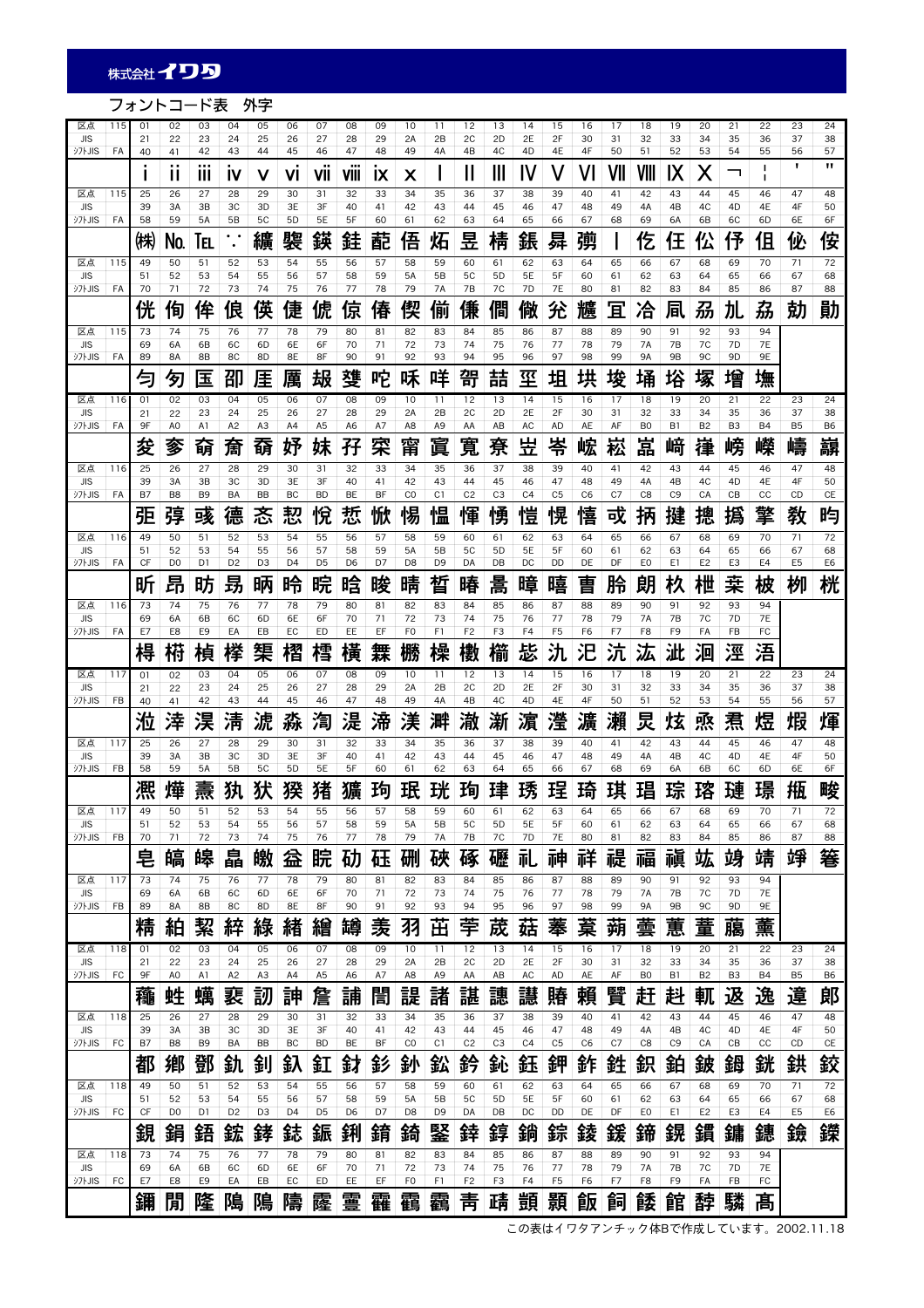フォントコード表　外字

| 区点 | 115 | 01 | 02 | 03 | 04 | 05 | 06 | 07 | 08 | 09 | 10 | 11 | 12 | 13 | 14 | 15 | 16 | 17 | 18 | 19 | 20 | 21 | 22 | 23 | 24 |
|---|---|---|---|---|---|---|---|---|---|---|---|---|---|---|---|---|---|---|---|---|---|---|---|---|---|
| JIS | | 21 | 22 | 23 | 24 | 25 | 26 | 27 | 28 | 29 | 2A | 2B | 2C | 2D | 2E | 2F | 30 | 31 | 32 | 33 | 34 | 35 | 36 | 37 | 38 |
| ｼﾌﾄJIS | FA | 40 | 41 | 42 | 43 | 44 | 45 | 46 | 47 | 48 | 49 | 4A | 4B | 4C | 4D | 4E | 4F | 50 | 51 | 52 | 53 | 54 | 55 | 56 | 57 |
| | | ⅰ | ⅱ | ⅲ | ⅳ | ⅴ | ⅵ | ⅶ | ⅷ | ⅸ | ⅹ | Ⅰ | Ⅱ | Ⅲ | Ⅳ | Ⅴ | Ⅵ | Ⅶ | Ⅷ | Ⅸ | Ⅹ | ￢ | ￤ | ＇ | ＂ |

| 区点 | 115 | 25 | 26 | 27 | 28 | 29 | 30 | 31 | 32 | 33 | 34 | 35 | 36 | 37 | 38 | 39 | 40 | 41 | 42 | 43 | 44 | 45 | 46 | 47 | 48 |
|---|---|---|---|---|---|---|---|---|---|---|---|---|---|---|---|---|---|---|---|---|---|---|---|---|---|
| JIS | | 39 | 3A | 3B | 3C | 3D | 3E | 3F | 40 | 41 | 42 | 43 | 44 | 45 | 46 | 47 | 48 | 49 | 4A | 4B | 4C | 4D | 4E | 4F | 50 |
| ｼﾌﾄJIS | FA | 58 | 59 | 5A | 5B | 5C | 5D | 5E | 5F | 60 | 61 | 62 | 63 | 64 | 65 | 66 | 67 | 68 | 69 | 6A | 6B | 6C | 6D | 6E | 6F |
| | | ㈱ | № | ℡ | ∵ | 纊 | 褜 | 鍈 | 銈 | 蓜 | 俉 | 炻 | 昱 | 棈 | 鋹 | 曻 | 彅 | 丨 | 仡 | 仼 | 伀 | 伃 | 伹 | 佖 | 侒 |

| 区点 | 115 | 49 | 50 | 51 | 52 | 53 | 54 | 55 | 56 | 57 | 58 | 59 | 60 | 61 | 62 | 63 | 64 | 65 | 66 | 67 | 68 | 69 | 70 | 71 | 72 |
|---|---|---|---|---|---|---|---|---|---|---|---|---|---|---|---|---|---|---|---|---|---|---|---|---|---|
| JIS | | 51 | 52 | 53 | 54 | 55 | 56 | 57 | 58 | 59 | 5A | 5B | 5C | 5D | 5E | 5F | 60 | 61 | 62 | 63 | 64 | 65 | 66 | 67 | 68 |
| ｼﾌﾄJIS | FA | 70 | 71 | 72 | 73 | 74 | 75 | 76 | 77 | 78 | 79 | 7A | 7B | 7C | 7D | 7E | 80 | 81 | 82 | 83 | 84 | 85 | 86 | 87 | 88 |
| | | 侊 | 侚 | 侔 | 俍 | 偀 | 倢 | 俿 | 倞 | 偆 | 偰 | 偂 | 傔 | 僴 | 僘 | 兊 | 兤 | 冝 | 冾 | 凬 | 刕 | 劜 | 劦 | 勀 | 勛 |

| 区点 | 115 | 73 | 74 | 75 | 76 | 77 | 78 | 79 | 80 | 81 | 82 | 83 | 84 | 85 | 86 | 87 | 88 | 89 | 90 | 91 | 92 | 93 | 94 |
|---|---|---|---|---|---|---|---|---|---|---|---|---|---|---|---|---|---|---|---|---|---|---|---|
| JIS | | 69 | 6A | 6B | 6C | 6D | 6E | 6F | 70 | 71 | 72 | 73 | 74 | 75 | 76 | 77 | 78 | 79 | 7A | 7B | 7C | 7D | 7E |
| ｼﾌﾄJIS | FA | 89 | 8A | 8B | 8C | 8D | 8E | 8F | 90 | 91 | 92 | 93 | 94 | 95 | 96 | 97 | 98 | 99 | 9A | 9B | 9C | 9D | 9E |
| | | 匀 | 匇 | 匤 | 卲 | 厓 | 厲 | 叝 | 﨎 | 咜 | 咊 | 咩 | 哿 | 喆 | 坙 | 坥 | 垬 | 埈 | 埇 | 﨏 | 塚 | 增 | 墲 |

| 区点 | 116 | 01 | 02 | 03 | 04 | 05 | 06 | 07 | 08 | 09 | 10 | 11 | 12 | 13 | 14 | 15 | 16 | 17 | 18 | 19 | 20 | 21 | 22 | 23 | 24 |
|---|---|---|---|---|---|---|---|---|---|---|---|---|---|---|---|---|---|---|---|---|---|---|---|---|---|
| JIS | | 21 | 22 | 23 | 24 | 25 | 26 | 27 | 28 | 29 | 2A | 2B | 2C | 2D | 2E | 2F | 30 | 31 | 32 | 33 | 34 | 35 | 36 | 37 | 38 |
| ｼﾌﾄJIS | FA | 9F | A0 | A1 | A2 | A3 | A4 | A5 | A6 | A7 | A8 | A9 | AA | AB | AC | AD | AE | AF | B0 | B1 | B2 | B3 | B4 | B5 | B6 |
| | | 夋 | 奓 | 奛 | 奝 | 奣 | 妤 | 妺 | 孖 | 寀 | 甯 | 寘 | 寬 | 尞 | 岦 | 岺 | 峵 | 崧 | 嵓 | 﨑 | 嵂 | 嵭 | 嶸 | 嶹 | 巐 |

| 区点 | 116 | 25 | 26 | 27 | 28 | 29 | 30 | 31 | 32 | 33 | 34 | 35 | 36 | 37 | 38 | 39 | 40 | 41 | 42 | 43 | 44 | 45 | 46 | 47 | 48 |
|---|---|---|---|---|---|---|---|---|---|---|---|---|---|---|---|---|---|---|---|---|---|---|---|---|---|
| JIS | | 39 | 3A | 3B | 3C | 3D | 3E | 3F | 40 | 41 | 42 | 43 | 44 | 45 | 46 | 47 | 48 | 49 | 4A | 4B | 4C | 4D | 4E | 4F | 50 |
| ｼﾌﾄJIS | FA | B7 | B8 | B9 | BA | BB | BC | BD | BE | BF | C0 | C1 | C2 | C3 | C4 | C5 | C6 | C7 | C8 | C9 | CA | CB | CC | CD | CE |
| | | 弡 | 弴 | 彧 | 德 | 忞 | 恝 | 悅 | 悊 | 惞 | 惕 | 愠 | 惲 | 愑 | 愷 | 愰 | 憘 | 戓 | 抦 | 揵 | 摠 | 撝 | 擎 | 敎 | 昀 |

| 区点 | 116 | 49 | 50 | 51 | 52 | 53 | 54 | 55 | 56 | 57 | 58 | 59 | 60 | 61 | 62 | 63 | 64 | 65 | 66 | 67 | 68 | 69 | 70 | 71 | 72 |
|---|---|---|---|---|---|---|---|---|---|---|---|---|---|---|---|---|---|---|---|---|---|---|---|---|---|
| JIS | | 51 | 52 | 53 | 54 | 55 | 56 | 57 | 58 | 59 | 5A | 5B | 5C | 5D | 5E | 5F | 60 | 61 | 62 | 63 | 64 | 65 | 66 | 67 | 68 |
| ｼﾌﾄJIS | FA | CF | D0 | D1 | D2 | D3 | D4 | D5 | D6 | D7 | D8 | D9 | DA | DB | DC | DD | DE | DF | E0 | E1 | E2 | E3 | E4 | E5 | E6 |
| | | 昕 | 昻 | 昉 | 昮 | 昞 | 昤 | 晥 | 晗 | 晙 | 晴 | 晳 | 暙 | 暠 | 暲 | 暿 | 曺 | 朎 | 朗 | 杦 | 枻 | 桒 | 柀 | 栁 | 桄 |

| 区点 | 116 | 73 | 74 | 75 | 76 | 77 | 78 | 79 | 80 | 81 | 82 | 83 | 84 | 85 | 86 | 87 | 88 | 89 | 90 | 91 | 92 | 93 | 94 |
|---|---|---|---|---|---|---|---|---|---|---|---|---|---|---|---|---|---|---|---|---|---|---|---|
| JIS | | 69 | 6A | 6B | 6C | 6D | 6E | 6F | 70 | 71 | 72 | 73 | 74 | 75 | 76 | 77 | 78 | 79 | 7A | 7B | 7C | 7D | 7E |
| ｼﾌﾄJIS | FA | E7 | E8 | E9 | EA | EB | EC | ED | EE | EF | F0 | F1 | F2 | F3 | F4 | F5 | F6 | F7 | F8 | F9 | FA | FB | FC |
| | | 棏 | 﨓 | 楨 | 﨔 | 榘 | 槢 | 樰 | 橫 | 橆 | 橳 | 橾 | 櫢 | 櫤 | 毖 | 氿 | 汜 | 沆 | 汯 | 泚 | 洄 | 涇 | 浯 |

| 区点 | 117 | 01 | 02 | 03 | 04 | 05 | 06 | 07 | 08 | 09 | 10 | 11 | 12 | 13 | 14 | 15 | 16 | 17 | 18 | 19 | 20 | 21 | 22 | 23 | 24 |
|---|---|---|---|---|---|---|---|---|---|---|---|---|---|---|---|---|---|---|---|---|---|---|---|---|---|
| JIS | | 21 | 22 | 23 | 24 | 25 | 26 | 27 | 28 | 29 | 2A | 2B | 2C | 2D | 2E | 2F | 30 | 31 | 32 | 33 | 34 | 35 | 36 | 37 | 38 |
| ｼﾌﾄJIS | FB | 40 | 41 | 42 | 43 | 44 | 45 | 46 | 47 | 48 | 49 | 4A | 4B | 4C | 4D | 4E | 4F | 50 | 51 | 52 | 53 | 54 | 55 | 56 | 57 |
| | | 涖 | 涬 | 淏 | 淸 | 淲 | 淼 | 渹 | 湜 | 渧 | 渼 | 溿 | 澈 | 澵 | 濵 | 瀅 | 瀇 | 瀨 | 炅 | 炫 | 焏 | 焄 | 煜 | 煆 | 煇 |

| 区点 | 117 | 25 | 26 | 27 | 28 | 29 | 30 | 31 | 32 | 33 | 34 | 35 | 36 | 37 | 38 | 39 | 40 | 41 | 42 | 43 | 44 | 45 | 46 | 47 | 48 |
|---|---|---|---|---|---|---|---|---|---|---|---|---|---|---|---|---|---|---|---|---|---|---|---|---|---|
| JIS | | 39 | 3A | 3B | 3C | 3D | 3E | 3F | 40 | 41 | 42 | 43 | 44 | 45 | 46 | 47 | 48 | 49 | 4A | 4B | 4C | 4D | 4E | 4F | 50 |
| ｼﾌﾄJIS | FB | 58 | 59 | 5A | 5B | 5C | 5D | 5E | 5F | 60 | 61 | 62 | 63 | 64 | 65 | 66 | 67 | 68 | 69 | 6A | 6B | 6C | 6D | 6E | 6F |
| | | 凞 | 燁 | 燾 | 犱 | 犾 | 猤 | 猪 | 獷 | 玽 | 珉 | 珖 | 珣 | 珒 | 琇 | 珵 | 琦 | 琪 | 琩 | 琮 | 瑢 | 璉 | 璟 | 甁 | 畯 |

| 区点 | 117 | 49 | 50 | 51 | 52 | 53 | 54 | 55 | 56 | 57 | 58 | 59 | 60 | 61 | 62 | 63 | 64 | 65 | 66 | 67 | 68 | 69 | 70 | 71 | 72 |
|---|---|---|---|---|---|---|---|---|---|---|---|---|---|---|---|---|---|---|---|---|---|---|---|---|---|
| JIS | | 51 | 52 | 53 | 54 | 55 | 56 | 57 | 58 | 59 | 5A | 5B | 5C | 5D | 5E | 5F | 60 | 61 | 62 | 63 | 64 | 65 | 66 | 67 | 68 |
| ｼﾌﾄJIS | FB | 70 | 71 | 72 | 73 | 74 | 75 | 76 | 77 | 78 | 79 | 7A | 7B | 7C | 7D | 7E | 80 | 81 | 82 | 83 | 84 | 85 | 86 | 87 | 88 |
| | | 皂 | 皜 | 皞 | 皛 | 皦 | 益 | 睆 | 劯 | 砡 | 硎 | 硤 | 硺 | 礰 | 礼 | 神 | 祥 | 禔 | 福 | 禛 | 竑 | 竧 | 靖 | 竫 | 箞 |

| 区点 | 117 | 73 | 74 | 75 | 76 | 77 | 78 | 79 | 80 | 81 | 82 | 83 | 84 | 85 | 86 | 87 | 88 | 89 | 90 | 91 | 92 | 93 | 94 |
|---|---|---|---|---|---|---|---|---|---|---|---|---|---|---|---|---|---|---|---|---|---|---|---|
| JIS | | 69 | 6A | 6B | 6C | 6D | 6E | 6F | 70 | 71 | 72 | 73 | 74 | 75 | 76 | 77 | 78 | 79 | 7A | 7B | 7C | 7D | 7E |
| ｼﾌﾄJIS | FB | 89 | 8A | 8B | 8C | 8D | 8E | 8F | 90 | 91 | 92 | 93 | 94 | 95 | 96 | 97 | 98 | 99 | 9A | 9B | 9C | 9D | 9E |
| | | 精 | 絈 | 絜 | 綷 | 綠 | 緖 | 繒 | 罇 | 羡 | 羽 | 茁 | 荢 | 荿 | 菇 | 菶 | 葈 | 蒴 | 蕓 | 蕙 | 蕫 | 﨟 | 薰 |

| 区点 | 118 | 01 | 02 | 03 | 04 | 05 | 06 | 07 | 08 | 09 | 10 | 11 | 12 | 13 | 14 | 15 | 16 | 17 | 18 | 19 | 20 | 21 | 22 | 23 | 24 |
|---|---|---|---|---|---|---|---|---|---|---|---|---|---|---|---|---|---|---|---|---|---|---|---|---|---|
| JIS | | 21 | 22 | 23 | 24 | 25 | 26 | 27 | 28 | 29 | 2A | 2B | 2C | 2D | 2E | 2F | 30 | 31 | 32 | 33 | 34 | 35 | 36 | 37 | 38 |
| ｼﾌﾄJIS | FC | 9F | A0 | A1 | A2 | A3 | A4 | A5 | A6 | A7 | A8 | A9 | AA | AB | AC | AD | AE | AF | B0 | B1 | B2 | B3 | B4 | B5 | B6 |
| | | 蘒 | 﨡 | 蠇 | 裵 | 訒 | 訷 | 詹 | 誧 | 誾 | 諟 | 諸 | 諶 | 譓 | 譿 | 賰 | 賴 | 贒 | 赶 | 﨣 | 軏 | 﨤 | 逸 | 遧 | 郞 |

| 区点 | 118 | 25 | 26 | 27 | 28 | 29 | 30 | 31 | 32 | 33 | 34 | 35 | 36 | 37 | 38 | 39 | 40 | 41 | 42 | 43 | 44 | 45 | 46 | 47 | 48 |
|---|---|---|---|---|---|---|---|---|---|---|---|---|---|---|---|---|---|---|---|---|---|---|---|---|---|
| JIS | | 39 | 3A | 3B | 3C | 3D | 3E | 3F | 40 | 41 | 42 | 43 | 44 | 45 | 46 | 47 | 48 | 49 | 4A | 4B | 4C | 4D | 4E | 4F | 50 |
| ｼﾌﾄJIS | FC | B7 | B8 | B9 | BA | BB | BC | BD | BE | BF | C0 | C1 | C2 | C3 | C4 | C5 | C6 | C7 | C8 | C9 | CA | CB | CC | CD | CE |
| | | 都 | 鄕 | 鄧 | 釚 | 釗 | 釞 | 釭 | 釮 | 釤 | 釥 | 鈆 | 鈐 | 鈊 | 鈺 | 鉀 | 鈼 | 鉎 | 鉙 | 鉑 | 鈹 | 鉧 | 銧 | 鉷 | 鉸 |

| 区点 | 118 | 49 | 50 | 51 | 52 | 53 | 54 | 55 | 56 | 57 | 58 | 59 | 60 | 61 | 62 | 63 | 64 | 65 | 66 | 67 | 68 | 69 | 70 | 71 | 72 |
|---|---|---|---|---|---|---|---|---|---|---|---|---|---|---|---|---|---|---|---|---|---|---|---|---|---|
| JIS | | 51 | 52 | 53 | 54 | 55 | 56 | 57 | 58 | 59 | 5A | 5B | 5C | 5D | 5E | 5F | 60 | 61 | 62 | 63 | 64 | 65 | 66 | 67 | 68 |
| ｼﾌﾄJIS | FC | CF | D0 | D1 | D2 | D3 | D4 | D5 | D6 | D7 | D8 | D9 | DA | DB | DC | DD | DE | DF | E0 | E1 | E2 | E3 | E4 | E5 | E6 |
| | | 鋧 | 鋗 | 鋙 | 鋐 | 﨧 | 鋕 | 鋠 | 鋓 | 錥 | 錡 | 鋻 | 﨨 | 錞 | 鋿 | 錝 | 錂 | 鍰 | 鍗 | 鎤 | 鏆 | 鏞 | 鏸 | 鐱 | 鑅 |

| 区点 | 118 | 73 | 74 | 75 | 76 | 77 | 78 | 79 | 80 | 81 | 82 | 83 | 84 | 85 | 86 | 87 | 88 | 89 | 90 | 91 | 92 | 93 | 94 |
|---|---|---|---|---|---|---|---|---|---|---|---|---|---|---|---|---|---|---|---|---|---|---|---|
| JIS | | 69 | 6A | 6B | 6C | 6D | 6E | 6F | 70 | 71 | 72 | 73 | 74 | 75 | 76 | 77 | 78 | 79 | 7A | 7B | 7C | 7D | 7E |
| ｼﾌﾄJIS | FC | E7 | E8 | E9 | EA | EB | EC | ED | EE | EF | F0 | F1 | F2 | F3 | F4 | F5 | F6 | F7 | F8 | F9 | FA | FB | FC |
| | | 鑈 | 閒 | 隆 | 﨩 | 隝 | 隯 | 霳 | 霻 | 靃 | 靍 | 靏 | 靑 | 靕 | 顗 | 顥 | 飯 | 飼 | 餧 | 館 | 馞 | 驎 | 髙 |

この表はイワタアンチック体Bで作成しています。2002.11.18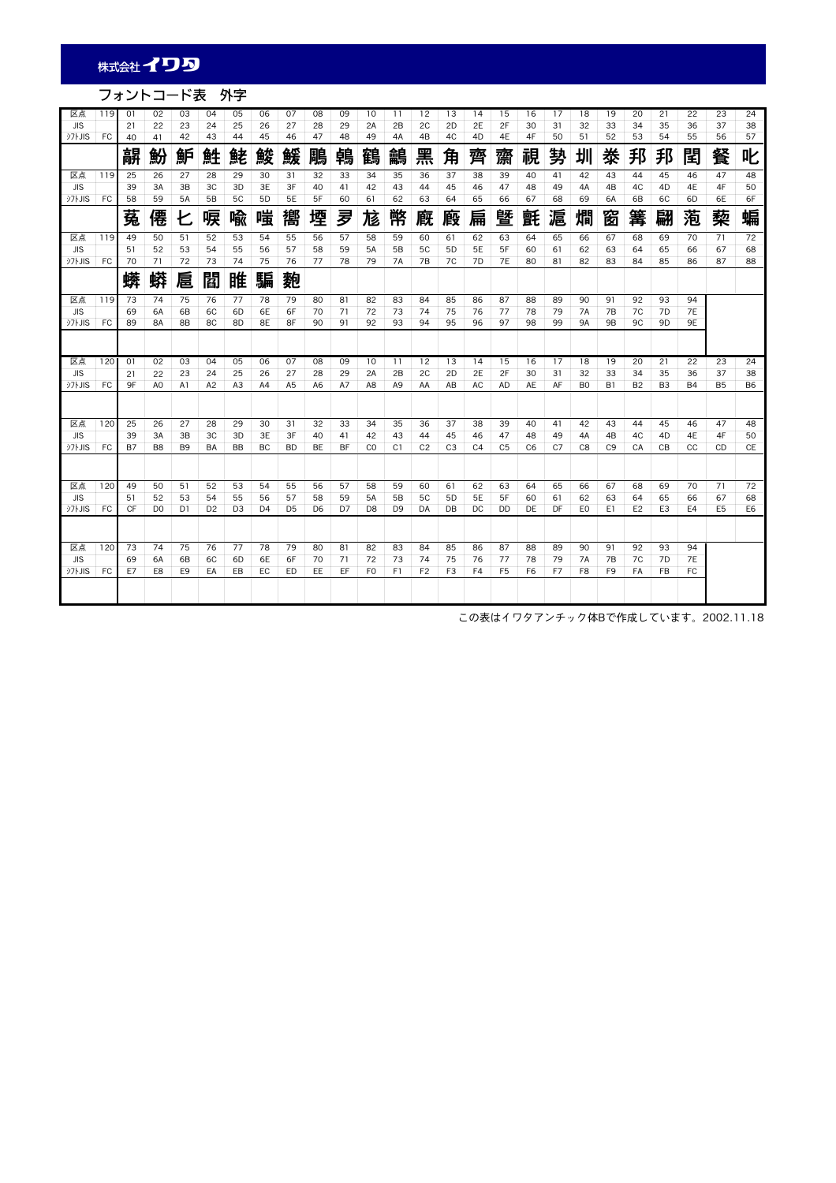株式会社イワタ

## フォントコード表 外字

| 区点 | 119 | 01 | 02 | 03 | 04 | 05 | 06 | 07 | 08 | 09 | 10 | 11 | 12 | 13 | 14 | 15 | 16 | 17 | 18 | 19 | 20 | 21 | 22 | 23 | 24 |
|---|---|---|---|---|---|---|---|---|---|---|---|---|---|---|---|---|---|---|---|---|---|---|---|---|---|
| JIS | | 21 | 22 | 23 | 24 | 25 | 26 | 27 | 28 | 29 | 2A | 2B | 2C | 2D | 2E | 2F | 30 | 31 | 32 | 33 | 34 | 35 | 36 | 37 | 38 |
| シフトJIS | FC | 40 | 41 | 42 | 43 | 44 | 45 | 46 | 47 | 48 | 49 | 4A | 4B | 4C | 4D | 4E | 4F | 50 | 51 | 52 | 53 | 54 | 55 | 56 | 57 |
| | | 䚷 | 鲶 | 鲈 | 鮭 | 鮏 | 鮻 | 鰀 | 鴫 | 鴗 | 鶴 | 鷗 | 黒 | 角 | 齊 | 齋 | 視 | 勢 | 圳 | 桊 | 邦 | 邦 | 閏 | 餐 | 叱 |
| 区点 | 119 | 25 | 26 | 27 | 28 | 29 | 30 | 31 | 32 | 33 | 34 | 35 | 36 | 37 | 38 | 39 | 40 | 41 | 42 | 43 | 44 | 45 | 46 | 47 | 48 |
| JIS | | 39 | 3A | 3B | 3C | 3D | 3E | 3F | 40 | 41 | 42 | 43 | 44 | 45 | 46 | 47 | 48 | 49 | 4A | 4B | 4C | 4D | 4E | 4F | 50 |
| シフトJIS | FC | 58 | 59 | 5A | 5B | 5C | 5D | 5E | 5F | 60 | 61 | 62 | 63 | 64 | 65 | 66 | 67 | 68 | 69 | 6A | 6B | 6C | 6D | 6E | 6F |
| | | 菟 | 僊 | 匕 | 哏 | 喩 | 嗤 | 嚳 | 堙 | 彐 | 尨 | 幣 | 廐 | 廏 | 扁 | 曁 | 氈 | 滬 | 熌 | 窗 | 篝 | 翮 | 萢 | 蓁 | 蝙 |
| 区点 | 119 | 49 | 50 | 51 | 52 | 53 | 54 | 55 | 56 | 57 | 58 | 59 | 60 | 61 | 62 | 63 | 64 | 65 | 66 | 67 | 68 | 69 | 70 | 71 | 72 |
| JIS | | 51 | 52 | 53 | 54 | 55 | 56 | 57 | 58 | 59 | 5A | 5B | 5C | 5D | 5E | 5F | 60 | 61 | 62 | 63 | 64 | 65 | 66 | 67 | 68 |
| シフトJIS | FC | 70 | 71 | 72 | 73 | 74 | 75 | 76 | 77 | 78 | 79 | 7A | 7B | 7C | 7D | 7E | 80 | 81 | 82 | 83 | 84 | 85 | 86 | 87 | 88 |
| | | 蟒 | 蟒 | 扆 | 閻 | 睢 | 騧 | 麪 | | | | | | | | | | | | | | | | | |
| 区点 | 119 | 73 | 74 | 75 | 76 | 77 | 78 | 79 | 80 | 81 | 82 | 83 | 84 | 85 | 86 | 87 | 88 | 89 | 90 | 91 | 92 | 93 | 94 | | |
| JIS | | 69 | 6A | 6B | 6C | 6D | 6E | 6F | 70 | 71 | 72 | 73 | 74 | 75 | 76 | 77 | 78 | 79 | 7A | 7B | 7C | 7D | 7E | | |
| シフトJIS | FC | 89 | 8A | 8B | 8C | 8D | 8E | 8F | 90 | 91 | 92 | 93 | 94 | 95 | 96 | 97 | 98 | 99 | 9A | 9B | 9C | 9D | 9E | | |
| | | | | | | | | | | | | | | | | | | | | | | | | | |
| 区点 | 120 | 01 | 02 | 03 | 04 | 05 | 06 | 07 | 08 | 09 | 10 | 11 | 12 | 13 | 14 | 15 | 16 | 17 | 18 | 19 | 20 | 21 | 22 | 23 | 24 |
| JIS | | 21 | 22 | 23 | 24 | 25 | 26 | 27 | 28 | 29 | 2A | 2B | 2C | 2D | 2E | 2F | 30 | 31 | 32 | 33 | 34 | 35 | 36 | 37 | 38 |
| シフトJIS | FC | 9F | A0 | A1 | A2 | A3 | A4 | A5 | A6 | A7 | A8 | A9 | AA | AB | AC | AD | AE | AF | B0 | B1 | B2 | B3 | B4 | B5 | B6 |
| | | | | | | | | | | | | | | | | | | | | | | | | | |
| 区点 | 120 | 25 | 26 | 27 | 28 | 29 | 30 | 31 | 32 | 33 | 34 | 35 | 36 | 37 | 38 | 39 | 40 | 41 | 42 | 43 | 44 | 45 | 46 | 47 | 48 |
| JIS | | 39 | 3A | 3B | 3C | 3D | 3E | 3F | 40 | 41 | 42 | 43 | 44 | 45 | 46 | 47 | 48 | 49 | 4A | 4B | 4C | 4D | 4E | 4F | 50 |
| シフトJIS | FC | B7 | B8 | B9 | BA | BB | BC | BD | BE | BF | C0 | C1 | C2 | C3 | C4 | C5 | C6 | C7 | C8 | C9 | CA | CB | CC | CD | CE |
| | | | | | | | | | | | | | | | | | | | | | | | | | |
| 区点 | 120 | 49 | 50 | 51 | 52 | 53 | 54 | 55 | 56 | 57 | 58 | 59 | 60 | 61 | 62 | 63 | 64 | 65 | 66 | 67 | 68 | 69 | 70 | 71 | 72 |
| JIS | | 51 | 52 | 53 | 54 | 55 | 56 | 57 | 58 | 59 | 5A | 5B | 5C | 5D | 5E | 5F | 60 | 61 | 62 | 63 | 64 | 65 | 66 | 67 | 68 |
| シフトJIS | FC | CF | D0 | D1 | D2 | D3 | D4 | D5 | D6 | D7 | D8 | D9 | DA | DB | DC | DD | DE | DF | E0 | E1 | E2 | E3 | E4 | E5 | E6 |
| | | | | | | | | | | | | | | | | | | | | | | | | | |
| 区点 | 120 | 73 | 74 | 75 | 76 | 77 | 78 | 79 | 80 | 81 | 82 | 83 | 84 | 85 | 86 | 87 | 88 | 89 | 90 | 91 | 92 | 93 | 94 | | |
| JIS | | 69 | 6A | 6B | 6C | 6D | 6E | 6F | 70 | 71 | 72 | 73 | 74 | 75 | 76 | 77 | 78 | 79 | 7A | 7B | 7C | 7D | 7E | | |
| シフトJIS | FC | E7 | E8 | E9 | EA | EB | EC | ED | EE | EF | F0 | F1 | F2 | F3 | F4 | F5 | F6 | F7 | F8 | F9 | FA | FB | FC | | |
| | | | | | | | | | | | | | | | | | | | | | | | | | |

この表はイワタアンチック体Bで作成しています。2002.11.18